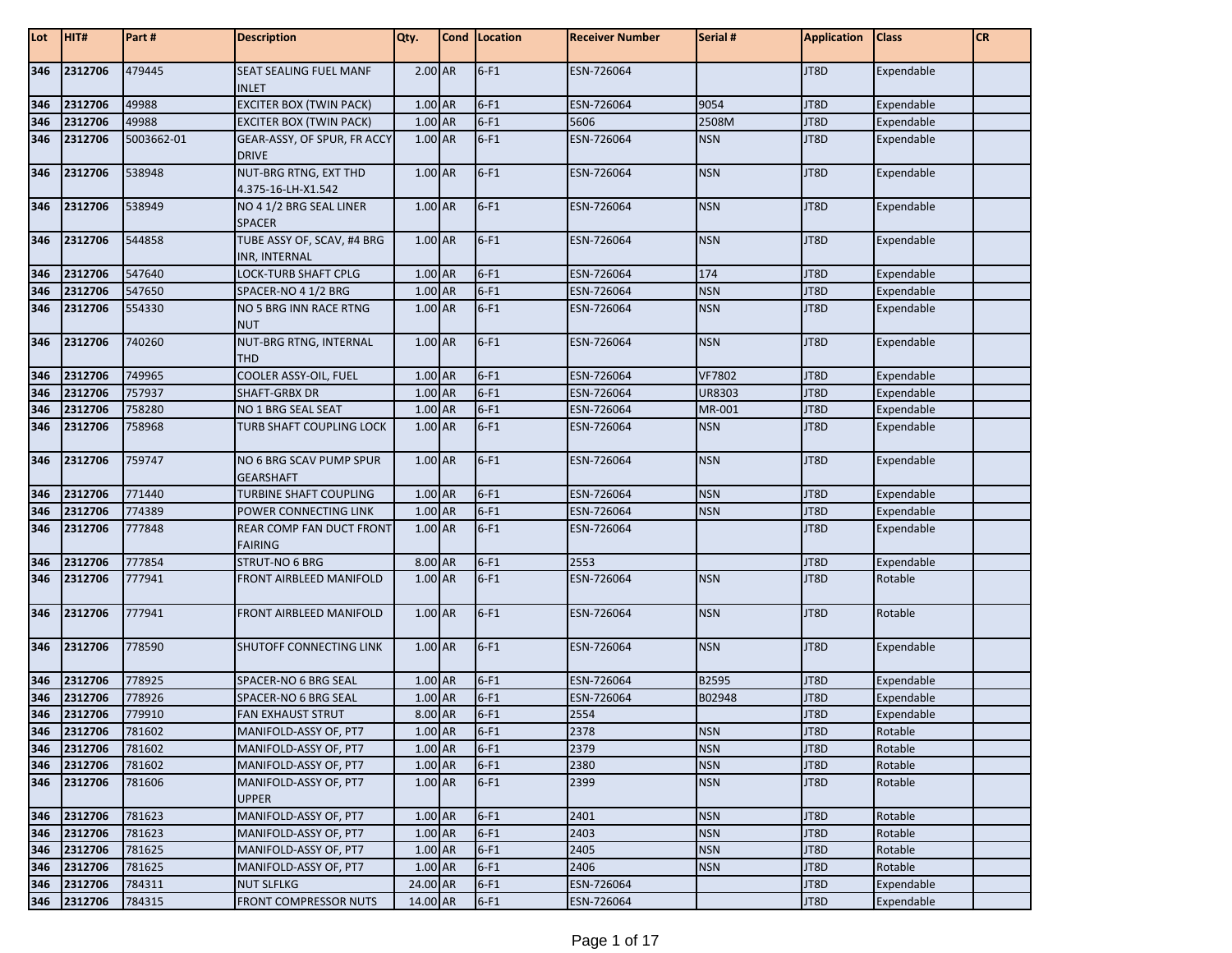| Lot | HIT# | Part # | Description | Qty. | Cond | Location | Receiver Number | Serial # | Application | Class | CR |
|---|---|---|---|---|---|---|---|---|---|---|---|
| 346 | 2312706 | 479445 | SEAT SEALING FUEL MANF INLET | 2.00 | AR | 6-F1 | ESN-726064 | | JT8D | Expendable | |
| 346 | 2312706 | 49988 | EXCITER BOX (TWIN PACK) | 1.00 | AR | 6-F1 | ESN-726064 | 9054 | JT8D | Expendable | |
| 346 | 2312706 | 49988 | EXCITER BOX (TWIN PACK) | 1.00 | AR | 6-F1 | 5606 | 2508M | JT8D | Expendable | |
| 346 | 2312706 | 5003662-01 | GEAR-ASSY, OF SPUR, FR ACCY DRIVE | 1.00 | AR | 6-F1 | ESN-726064 | NSN | JT8D | Expendable | |
| 346 | 2312706 | 538948 | NUT-BRG RTNG, EXT THD 4.375-16-LH-X1.542 | 1.00 | AR | 6-F1 | ESN-726064 | NSN | JT8D | Expendable | |
| 346 | 2312706 | 538949 | NO 4 1/2 BRG SEAL LINER SPACER | 1.00 | AR | 6-F1 | ESN-726064 | NSN | JT8D | Expendable | |
| 346 | 2312706 | 544858 | TUBE ASSY OF, SCAV, #4 BRG INR, INTERNAL | 1.00 | AR | 6-F1 | ESN-726064 | NSN | JT8D | Expendable | |
| 346 | 2312706 | 547640 | LOCK-TURB SHAFT CPLG | 1.00 | AR | 6-F1 | ESN-726064 | 174 | JT8D | Expendable | |
| 346 | 2312706 | 547650 | SPACER-NO 4 1/2 BRG | 1.00 | AR | 6-F1 | ESN-726064 | NSN | JT8D | Expendable | |
| 346 | 2312706 | 554330 | NO 5 BRG INN RACE RTNG NUT | 1.00 | AR | 6-F1 | ESN-726064 | NSN | JT8D | Expendable | |
| 346 | 2312706 | 740260 | NUT-BRG RTNG, INTERNAL THD | 1.00 | AR | 6-F1 | ESN-726064 | NSN | JT8D | Expendable | |
| 346 | 2312706 | 749965 | COOLER ASSY-OIL, FUEL | 1.00 | AR | 6-F1 | ESN-726064 | VF7802 | JT8D | Expendable | |
| 346 | 2312706 | 757937 | SHAFT-GRBX DR | 1.00 | AR | 6-F1 | ESN-726064 | UR8303 | JT8D | Expendable | |
| 346 | 2312706 | 758280 | NO 1 BRG SEAL SEAT | 1.00 | AR | 6-F1 | ESN-726064 | MR-001 | JT8D | Expendable | |
| 346 | 2312706 | 758968 | TURB SHAFT COUPLING LOCK | 1.00 | AR | 6-F1 | ESN-726064 | NSN | JT8D | Expendable | |
| 346 | 2312706 | 759747 | NO 6 BRG SCAV PUMP SPUR GEARSHAFT | 1.00 | AR | 6-F1 | ESN-726064 | NSN | JT8D | Expendable | |
| 346 | 2312706 | 771440 | TURBINE SHAFT COUPLING | 1.00 | AR | 6-F1 | ESN-726064 | NSN | JT8D | Expendable | |
| 346 | 2312706 | 774389 | POWER CONNECTING LINK | 1.00 | AR | 6-F1 | ESN-726064 | NSN | JT8D | Expendable | |
| 346 | 2312706 | 777848 | REAR COMP FAN DUCT FRONT FAIRING | 1.00 | AR | 6-F1 | ESN-726064 | | JT8D | Expendable | |
| 346 | 2312706 | 777854 | STRUT-NO 6 BRG | 8.00 | AR | 6-F1 | 2553 | | JT8D | Expendable | |
| 346 | 2312706 | 777941 | FRONT AIRBLEED MANIFOLD | 1.00 | AR | 6-F1 | ESN-726064 | NSN | JT8D | Rotable | |
| 346 | 2312706 | 777941 | FRONT AIRBLEED MANIFOLD | 1.00 | AR | 6-F1 | ESN-726064 | NSN | JT8D | Rotable | |
| 346 | 2312706 | 778590 | SHUTOFF CONNECTING LINK | 1.00 | AR | 6-F1 | ESN-726064 | NSN | JT8D | Expendable | |
| 346 | 2312706 | 778925 | SPACER-NO 6 BRG SEAL | 1.00 | AR | 6-F1 | ESN-726064 | B2595 | JT8D | Expendable | |
| 346 | 2312706 | 778926 | SPACER-NO 6 BRG SEAL | 1.00 | AR | 6-F1 | ESN-726064 | B02948 | JT8D | Expendable | |
| 346 | 2312706 | 779910 | FAN EXHAUST STRUT | 8.00 | AR | 6-F1 | 2554 | | JT8D | Expendable | |
| 346 | 2312706 | 781602 | MANIFOLD-ASSY OF, PT7 | 1.00 | AR | 6-F1 | 2378 | NSN | JT8D | Rotable | |
| 346 | 2312706 | 781602 | MANIFOLD-ASSY OF, PT7 | 1.00 | AR | 6-F1 | 2379 | NSN | JT8D | Rotable | |
| 346 | 2312706 | 781602 | MANIFOLD-ASSY OF, PT7 | 1.00 | AR | 6-F1 | 2380 | NSN | JT8D | Rotable | |
| 346 | 2312706 | 781606 | MANIFOLD-ASSY OF, PT7 UPPER | 1.00 | AR | 6-F1 | 2399 | NSN | JT8D | Rotable | |
| 346 | 2312706 | 781623 | MANIFOLD-ASSY OF, PT7 | 1.00 | AR | 6-F1 | 2401 | NSN | JT8D | Rotable | |
| 346 | 2312706 | 781623 | MANIFOLD-ASSY OF, PT7 | 1.00 | AR | 6-F1 | 2403 | NSN | JT8D | Rotable | |
| 346 | 2312706 | 781625 | MANIFOLD-ASSY OF, PT7 | 1.00 | AR | 6-F1 | 2405 | NSN | JT8D | Rotable | |
| 346 | 2312706 | 781625 | MANIFOLD-ASSY OF, PT7 | 1.00 | AR | 6-F1 | 2406 | NSN | JT8D | Rotable | |
| 346 | 2312706 | 784311 | NUT SLFLKG | 24.00 | AR | 6-F1 | ESN-726064 | | JT8D | Expendable | |
| 346 | 2312706 | 784315 | FRONT COMPRESSOR NUTS | 14.00 | AR | 6-F1 | ESN-726064 | | JT8D | Expendable | |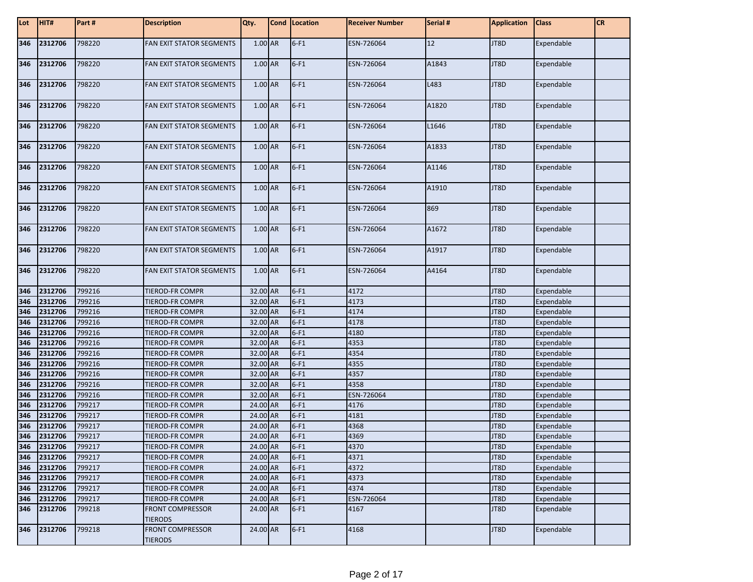| Lot | HIT# | Part # | Description | Qty. | Cond | Location | Receiver Number | Serial # | Application | Class | CR |
|---|---|---|---|---|---|---|---|---|---|---|---|
| 346 | 2312706 | 798220 | FAN EXIT STATOR SEGMENTS | 1.00 | AR | 6-F1 | ESN-726064 | 12 | JT8D | Expendable | |
| 346 | 2312706 | 798220 | FAN EXIT STATOR SEGMENTS | 1.00 | AR | 6-F1 | ESN-726064 | A1843 | JT8D | Expendable | |
| 346 | 2312706 | 798220 | FAN EXIT STATOR SEGMENTS | 1.00 | AR | 6-F1 | ESN-726064 | L483 | JT8D | Expendable | |
| 346 | 2312706 | 798220 | FAN EXIT STATOR SEGMENTS | 1.00 | AR | 6-F1 | ESN-726064 | A1820 | JT8D | Expendable | |
| 346 | 2312706 | 798220 | FAN EXIT STATOR SEGMENTS | 1.00 | AR | 6-F1 | ESN-726064 | L1646 | JT8D | Expendable | |
| 346 | 2312706 | 798220 | FAN EXIT STATOR SEGMENTS | 1.00 | AR | 6-F1 | ESN-726064 | A1833 | JT8D | Expendable | |
| 346 | 2312706 | 798220 | FAN EXIT STATOR SEGMENTS | 1.00 | AR | 6-F1 | ESN-726064 | A1146 | JT8D | Expendable | |
| 346 | 2312706 | 798220 | FAN EXIT STATOR SEGMENTS | 1.00 | AR | 6-F1 | ESN-726064 | A1910 | JT8D | Expendable | |
| 346 | 2312706 | 798220 | FAN EXIT STATOR SEGMENTS | 1.00 | AR | 6-F1 | ESN-726064 | 869 | JT8D | Expendable | |
| 346 | 2312706 | 798220 | FAN EXIT STATOR SEGMENTS | 1.00 | AR | 6-F1 | ESN-726064 | A1672 | JT8D | Expendable | |
| 346 | 2312706 | 798220 | FAN EXIT STATOR SEGMENTS | 1.00 | AR | 6-F1 | ESN-726064 | A1917 | JT8D | Expendable | |
| 346 | 2312706 | 798220 | FAN EXIT STATOR SEGMENTS | 1.00 | AR | 6-F1 | ESN-726064 | A4164 | JT8D | Expendable | |
| 346 | 2312706 | 799216 | TIEROD-FR COMPR | 32.00 | AR | 6-F1 | 4172 | | JT8D | Expendable | |
| 346 | 2312706 | 799216 | TIEROD-FR COMPR | 32.00 | AR | 6-F1 | 4173 | | JT8D | Expendable | |
| 346 | 2312706 | 799216 | TIEROD-FR COMPR | 32.00 | AR | 6-F1 | 4174 | | JT8D | Expendable | |
| 346 | 2312706 | 799216 | TIEROD-FR COMPR | 32.00 | AR | 6-F1 | 4178 | | JT8D | Expendable | |
| 346 | 2312706 | 799216 | TIEROD-FR COMPR | 32.00 | AR | 6-F1 | 4180 | | JT8D | Expendable | |
| 346 | 2312706 | 799216 | TIEROD-FR COMPR | 32.00 | AR | 6-F1 | 4353 | | JT8D | Expendable | |
| 346 | 2312706 | 799216 | TIEROD-FR COMPR | 32.00 | AR | 6-F1 | 4354 | | JT8D | Expendable | |
| 346 | 2312706 | 799216 | TIEROD-FR COMPR | 32.00 | AR | 6-F1 | 4355 | | JT8D | Expendable | |
| 346 | 2312706 | 799216 | TIEROD-FR COMPR | 32.00 | AR | 6-F1 | 4357 | | JT8D | Expendable | |
| 346 | 2312706 | 799216 | TIEROD-FR COMPR | 32.00 | AR | 6-F1 | 4358 | | JT8D | Expendable | |
| 346 | 2312706 | 799216 | TIEROD-FR COMPR | 32.00 | AR | 6-F1 | ESN-726064 | | JT8D | Expendable | |
| 346 | 2312706 | 799217 | TIEROD-FR COMPR | 24.00 | AR | 6-F1 | 4176 | | JT8D | Expendable | |
| 346 | 2312706 | 799217 | TIEROD-FR COMPR | 24.00 | AR | 6-F1 | 4181 | | JT8D | Expendable | |
| 346 | 2312706 | 799217 | TIEROD-FR COMPR | 24.00 | AR | 6-F1 | 4368 | | JT8D | Expendable | |
| 346 | 2312706 | 799217 | TIEROD-FR COMPR | 24.00 | AR | 6-F1 | 4369 | | JT8D | Expendable | |
| 346 | 2312706 | 799217 | TIEROD-FR COMPR | 24.00 | AR | 6-F1 | 4370 | | JT8D | Expendable | |
| 346 | 2312706 | 799217 | TIEROD-FR COMPR | 24.00 | AR | 6-F1 | 4371 | | JT8D | Expendable | |
| 346 | 2312706 | 799217 | TIEROD-FR COMPR | 24.00 | AR | 6-F1 | 4372 | | JT8D | Expendable | |
| 346 | 2312706 | 799217 | TIEROD-FR COMPR | 24.00 | AR | 6-F1 | 4373 | | JT8D | Expendable | |
| 346 | 2312706 | 799217 | TIEROD-FR COMPR | 24.00 | AR | 6-F1 | 4374 | | JT8D | Expendable | |
| 346 | 2312706 | 799217 | TIEROD-FR COMPR | 24.00 | AR | 6-F1 | ESN-726064 | | JT8D | Expendable | |
| 346 | 2312706 | 799218 | FRONT COMPRESSOR TIERODS | 24.00 | AR | 6-F1 | 4167 | | JT8D | Expendable | |
| 346 | 2312706 | 799218 | FRONT COMPRESSOR TIERODS | 24.00 | AR | 6-F1 | 4168 | | JT8D | Expendable | |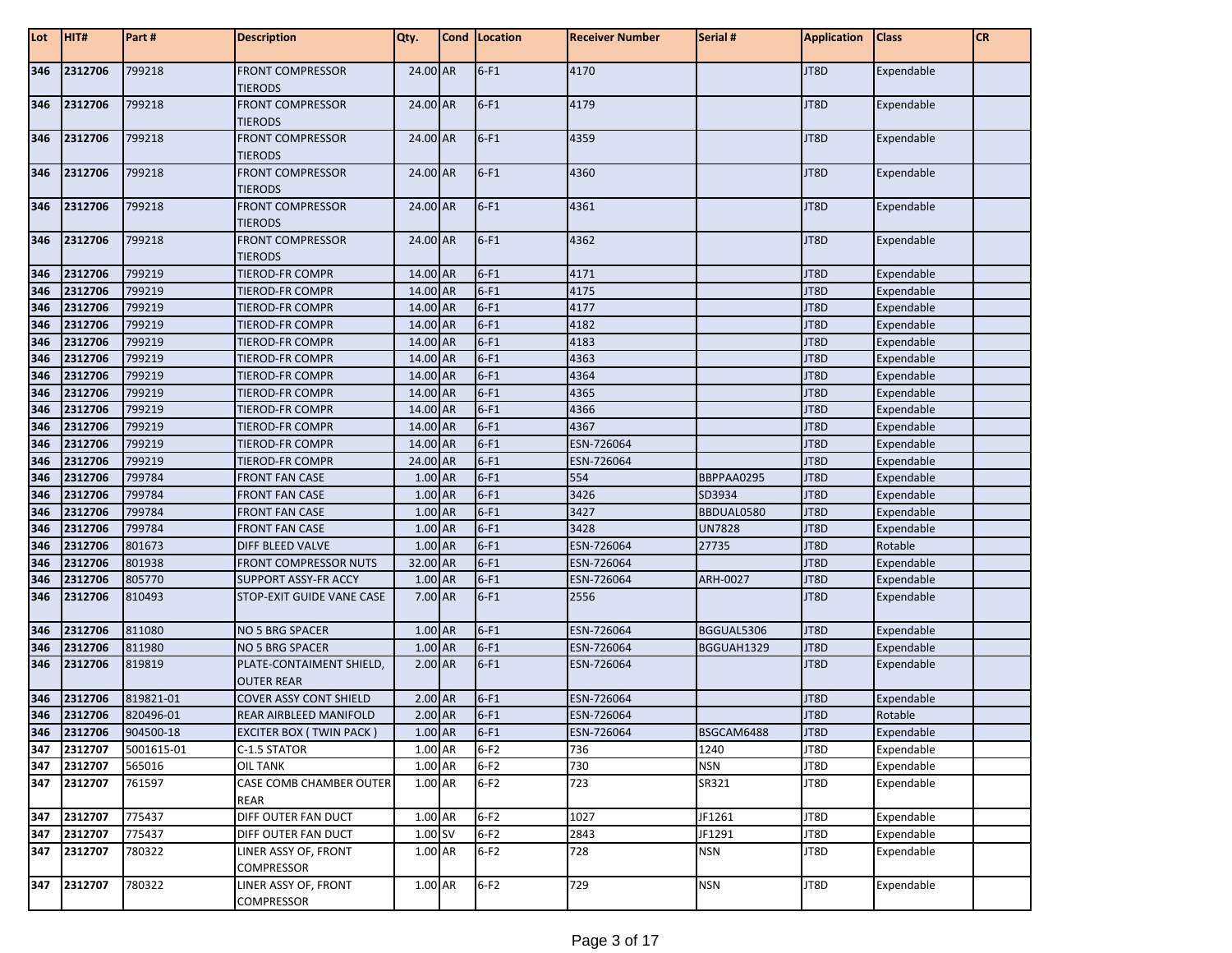| Lot | HIT# | Part # | Description | Qty. | Cond | Location | Receiver Number | Serial # | Application | Class | CR |
|---|---|---|---|---|---|---|---|---|---|---|---|
| 346 | 2312706 | 799218 | FRONT COMPRESSOR TIERODS | 24.00 | AR | 6-F1 | 4170 | | JT8D | Expendable | |
| 346 | 2312706 | 799218 | FRONT COMPRESSOR TIERODS | 24.00 | AR | 6-F1 | 4179 | | JT8D | Expendable | |
| 346 | 2312706 | 799218 | FRONT COMPRESSOR TIERODS | 24.00 | AR | 6-F1 | 4359 | | JT8D | Expendable | |
| 346 | 2312706 | 799218 | FRONT COMPRESSOR TIERODS | 24.00 | AR | 6-F1 | 4360 | | JT8D | Expendable | |
| 346 | 2312706 | 799218 | FRONT COMPRESSOR TIERODS | 24.00 | AR | 6-F1 | 4361 | | JT8D | Expendable | |
| 346 | 2312706 | 799218 | FRONT COMPRESSOR TIERODS | 24.00 | AR | 6-F1 | 4362 | | JT8D | Expendable | |
| 346 | 2312706 | 799219 | TIEROD-FR COMPR | 14.00 | AR | 6-F1 | 4171 | | JT8D | Expendable | |
| 346 | 2312706 | 799219 | TIEROD-FR COMPR | 14.00 | AR | 6-F1 | 4175 | | JT8D | Expendable | |
| 346 | 2312706 | 799219 | TIEROD-FR COMPR | 14.00 | AR | 6-F1 | 4177 | | JT8D | Expendable | |
| 346 | 2312706 | 799219 | TIEROD-FR COMPR | 14.00 | AR | 6-F1 | 4182 | | JT8D | Expendable | |
| 346 | 2312706 | 799219 | TIEROD-FR COMPR | 14.00 | AR | 6-F1 | 4183 | | JT8D | Expendable | |
| 346 | 2312706 | 799219 | TIEROD-FR COMPR | 14.00 | AR | 6-F1 | 4363 | | JT8D | Expendable | |
| 346 | 2312706 | 799219 | TIEROD-FR COMPR | 14.00 | AR | 6-F1 | 4364 | | JT8D | Expendable | |
| 346 | 2312706 | 799219 | TIEROD-FR COMPR | 14.00 | AR | 6-F1 | 4365 | | JT8D | Expendable | |
| 346 | 2312706 | 799219 | TIEROD-FR COMPR | 14.00 | AR | 6-F1 | 4366 | | JT8D | Expendable | |
| 346 | 2312706 | 799219 | TIEROD-FR COMPR | 14.00 | AR | 6-F1 | 4367 | | JT8D | Expendable | |
| 346 | 2312706 | 799219 | TIEROD-FR COMPR | 14.00 | AR | 6-F1 | ESN-726064 | | JT8D | Expendable | |
| 346 | 2312706 | 799219 | TIEROD-FR COMPR | 24.00 | AR | 6-F1 | ESN-726064 | | JT8D | Expendable | |
| 346 | 2312706 | 799784 | FRONT FAN CASE | 1.00 | AR | 6-F1 | 554 | BBPPAA0295 | JT8D | Expendable | |
| 346 | 2312706 | 799784 | FRONT FAN CASE | 1.00 | AR | 6-F1 | 3426 | SD3934 | JT8D | Expendable | |
| 346 | 2312706 | 799784 | FRONT FAN CASE | 1.00 | AR | 6-F1 | 3427 | BBDUAL0580 | JT8D | Expendable | |
| 346 | 2312706 | 799784 | FRONT FAN CASE | 1.00 | AR | 6-F1 | 3428 | UN7828 | JT8D | Expendable | |
| 346 | 2312706 | 801673 | DIFF BLEED VALVE | 1.00 | AR | 6-F1 | ESN-726064 | 27735 | JT8D | Rotable | |
| 346 | 2312706 | 801938 | FRONT COMPRESSOR NUTS | 32.00 | AR | 6-F1 | ESN-726064 | | JT8D | Expendable | |
| 346 | 2312706 | 805770 | SUPPORT ASSY-FR ACCY | 1.00 | AR | 6-F1 | ESN-726064 | ARH-0027 | JT8D | Expendable | |
| 346 | 2312706 | 810493 | STOP-EXIT GUIDE VANE CASE | 7.00 | AR | 6-F1 | 2556 | | JT8D | Expendable | |
| 346 | 2312706 | 811080 | NO 5 BRG SPACER | 1.00 | AR | 6-F1 | ESN-726064 | BGGUAL5306 | JT8D | Expendable | |
| 346 | 2312706 | 811980 | NO 5 BRG SPACER | 1.00 | AR | 6-F1 | ESN-726064 | BGGUAH1329 | JT8D | Expendable | |
| 346 | 2312706 | 819819 | PLATE-CONTAIMENT SHIELD, OUTER REAR | 2.00 | AR | 6-F1 | ESN-726064 | | JT8D | Expendable | |
| 346 | 2312706 | 819821-01 | COVER ASSY CONT SHIELD | 2.00 | AR | 6-F1 | ESN-726064 | | JT8D | Expendable | |
| 346 | 2312706 | 820496-01 | REAR AIRBLEED MANIFOLD | 2.00 | AR | 6-F1 | ESN-726064 | | JT8D | Rotable | |
| 346 | 2312706 | 904500-18 | EXCITER BOX ( TWIN PACK ) | 1.00 | AR | 6-F1 | ESN-726064 | BSGCAM6488 | JT8D | Expendable | |
| 347 | 2312707 | 5001615-01 | C-1.5 STATOR | 1.00 | AR | 6-F2 | 736 | 1240 | JT8D | Expendable | |
| 347 | 2312707 | 565016 | OIL TANK | 1.00 | AR | 6-F2 | 730 | NSN | JT8D | Expendable | |
| 347 | 2312707 | 761597 | CASE COMB CHAMBER OUTER REAR | 1.00 | AR | 6-F2 | 723 | SR321 | JT8D | Expendable | |
| 347 | 2312707 | 775437 | DIFF OUTER FAN DUCT | 1.00 | AR | 6-F2 | 1027 | JF1261 | JT8D | Expendable | |
| 347 | 2312707 | 775437 | DIFF OUTER FAN DUCT | 1.00 | SV | 6-F2 | 2843 | JF1291 | JT8D | Expendable | |
| 347 | 2312707 | 780322 | LINER ASSY OF, FRONT COMPRESSOR | 1.00 | AR | 6-F2 | 728 | NSN | JT8D | Expendable | |
| 347 | 2312707 | 780322 | LINER ASSY OF, FRONT COMPRESSOR | 1.00 | AR | 6-F2 | 729 | NSN | JT8D | Expendable | |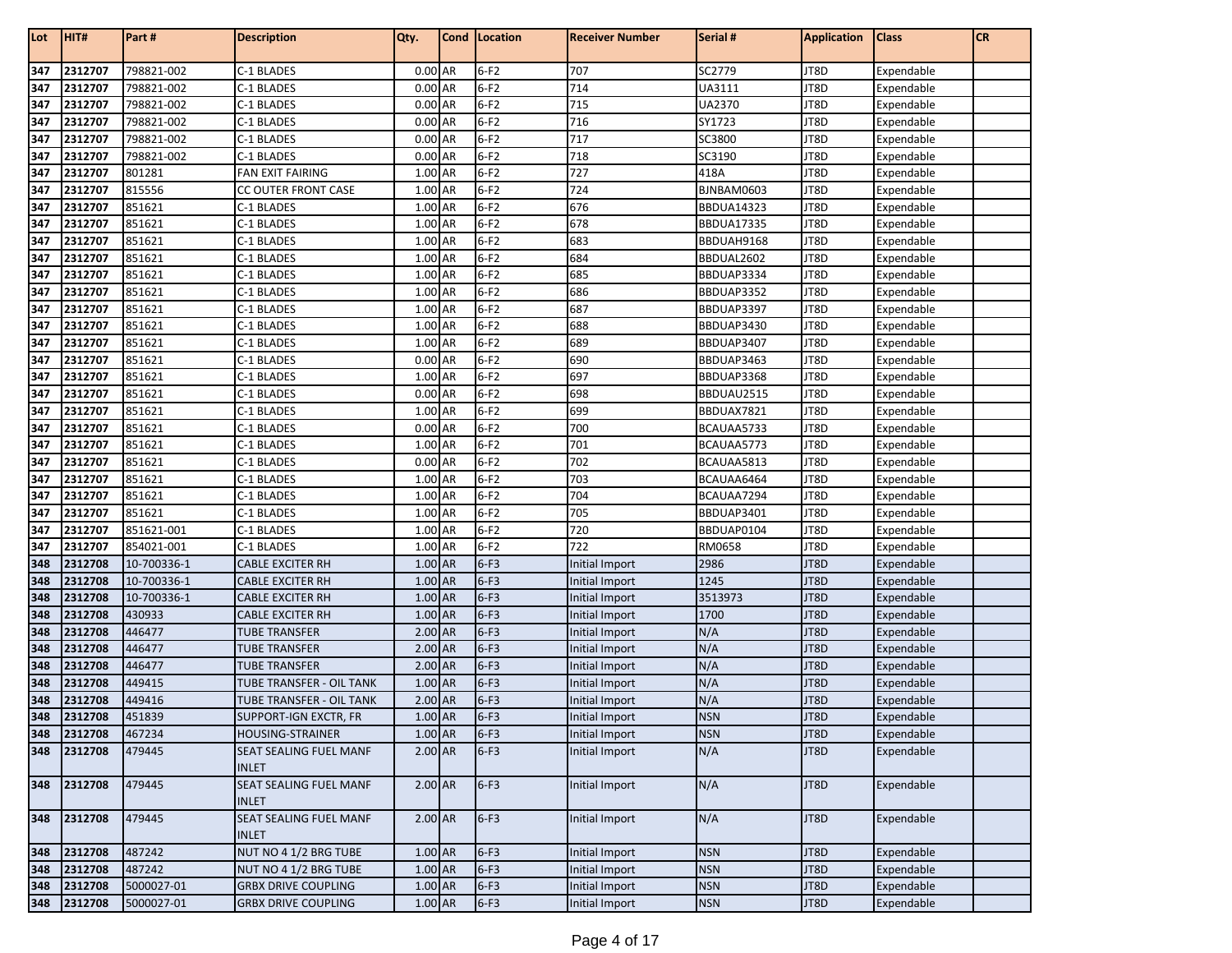| Lot | HIT# | Part # | Description | Qty. | Cond | Location | Receiver Number | Serial # | Application | Class | CR |
|---|---|---|---|---|---|---|---|---|---|---|---|
| 347 | 2312707 | 798821-002 | C-1 BLADES | 0.00 | AR | 6-F2 | 707 | SC2779 | JT8D | Expendable | |
| 347 | 2312707 | 798821-002 | C-1 BLADES | 0.00 | AR | 6-F2 | 714 | UA3111 | JT8D | Expendable | |
| 347 | 2312707 | 798821-002 | C-1 BLADES | 0.00 | AR | 6-F2 | 715 | UA2370 | JT8D | Expendable | |
| 347 | 2312707 | 798821-002 | C-1 BLADES | 0.00 | AR | 6-F2 | 716 | SY1723 | JT8D | Expendable | |
| 347 | 2312707 | 798821-002 | C-1 BLADES | 0.00 | AR | 6-F2 | 717 | SC3800 | JT8D | Expendable | |
| 347 | 2312707 | 798821-002 | C-1 BLADES | 0.00 | AR | 6-F2 | 718 | SC3190 | JT8D | Expendable | |
| 347 | 2312707 | 801281 | FAN EXIT FAIRING | 1.00 | AR | 6-F2 | 727 | 418A | JT8D | Expendable | |
| 347 | 2312707 | 815556 | CC OUTER FRONT CASE | 1.00 | AR | 6-F2 | 724 | BJNBAM0603 | JT8D | Expendable | |
| 347 | 2312707 | 851621 | C-1 BLADES | 1.00 | AR | 6-F2 | 676 | BBDUA14323 | JT8D | Expendable | |
| 347 | 2312707 | 851621 | C-1 BLADES | 1.00 | AR | 6-F2 | 678 | BBDUA17335 | JT8D | Expendable | |
| 347 | 2312707 | 851621 | C-1 BLADES | 1.00 | AR | 6-F2 | 683 | BBDUAH9168 | JT8D | Expendable | |
| 347 | 2312707 | 851621 | C-1 BLADES | 1.00 | AR | 6-F2 | 684 | BBDUAL2602 | JT8D | Expendable | |
| 347 | 2312707 | 851621 | C-1 BLADES | 1.00 | AR | 6-F2 | 685 | BBDUAP3334 | JT8D | Expendable | |
| 347 | 2312707 | 851621 | C-1 BLADES | 1.00 | AR | 6-F2 | 686 | BBDUAP3352 | JT8D | Expendable | |
| 347 | 2312707 | 851621 | C-1 BLADES | 1.00 | AR | 6-F2 | 687 | BBDUAP3397 | JT8D | Expendable | |
| 347 | 2312707 | 851621 | C-1 BLADES | 1.00 | AR | 6-F2 | 688 | BBDUAP3430 | JT8D | Expendable | |
| 347 | 2312707 | 851621 | C-1 BLADES | 1.00 | AR | 6-F2 | 689 | BBDUAP3407 | JT8D | Expendable | |
| 347 | 2312707 | 851621 | C-1 BLADES | 0.00 | AR | 6-F2 | 690 | BBDUAP3463 | JT8D | Expendable | |
| 347 | 2312707 | 851621 | C-1 BLADES | 1.00 | AR | 6-F2 | 697 | BBDUAP3368 | JT8D | Expendable | |
| 347 | 2312707 | 851621 | C-1 BLADES | 0.00 | AR | 6-F2 | 698 | BBDUAU2515 | JT8D | Expendable | |
| 347 | 2312707 | 851621 | C-1 BLADES | 1.00 | AR | 6-F2 | 699 | BBDUAX7821 | JT8D | Expendable | |
| 347 | 2312707 | 851621 | C-1 BLADES | 0.00 | AR | 6-F2 | 700 | BCAUAA5733 | JT8D | Expendable | |
| 347 | 2312707 | 851621 | C-1 BLADES | 1.00 | AR | 6-F2 | 701 | BCAUAA5773 | JT8D | Expendable | |
| 347 | 2312707 | 851621 | C-1 BLADES | 0.00 | AR | 6-F2 | 702 | BCAUAA5813 | JT8D | Expendable | |
| 347 | 2312707 | 851621 | C-1 BLADES | 1.00 | AR | 6-F2 | 703 | BCAUAA6464 | JT8D | Expendable | |
| 347 | 2312707 | 851621 | C-1 BLADES | 1.00 | AR | 6-F2 | 704 | BCAUAA7294 | JT8D | Expendable | |
| 347 | 2312707 | 851621 | C-1 BLADES | 1.00 | AR | 6-F2 | 705 | BBDUAP3401 | JT8D | Expendable | |
| 347 | 2312707 | 851621-001 | C-1 BLADES | 1.00 | AR | 6-F2 | 720 | BBDUAP0104 | JT8D | Expendable | |
| 347 | 2312707 | 854021-001 | C-1 BLADES | 1.00 | AR | 6-F2 | 722 | RM0658 | JT8D | Expendable | |
| 348 | 2312708 | 10-700336-1 | CABLE EXCITER RH | 1.00 | AR | 6-F3 | Initial Import | 2986 | JT8D | Expendable | |
| 348 | 2312708 | 10-700336-1 | CABLE EXCITER RH | 1.00 | AR | 6-F3 | Initial Import | 1245 | JT8D | Expendable | |
| 348 | 2312708 | 10-700336-1 | CABLE EXCITER RH | 1.00 | AR | 6-F3 | Initial Import | 3513973 | JT8D | Expendable | |
| 348 | 2312708 | 430933 | CABLE EXCITER RH | 1.00 | AR | 6-F3 | Initial Import | 1700 | JT8D | Expendable | |
| 348 | 2312708 | 446477 | TUBE TRANSFER | 2.00 | AR | 6-F3 | Initial Import | N/A | JT8D | Expendable | |
| 348 | 2312708 | 446477 | TUBE TRANSFER | 2.00 | AR | 6-F3 | Initial Import | N/A | JT8D | Expendable | |
| 348 | 2312708 | 446477 | TUBE TRANSFER | 2.00 | AR | 6-F3 | Initial Import | N/A | JT8D | Expendable | |
| 348 | 2312708 | 449415 | TUBE TRANSFER - OIL TANK | 1.00 | AR | 6-F3 | Initial Import | N/A | JT8D | Expendable | |
| 348 | 2312708 | 449416 | TUBE TRANSFER - OIL TANK | 2.00 | AR | 6-F3 | Initial Import | N/A | JT8D | Expendable | |
| 348 | 2312708 | 451839 | SUPPORT-IGN EXCTR, FR | 1.00 | AR | 6-F3 | Initial Import | NSN | JT8D | Expendable | |
| 348 | 2312708 | 467234 | HOUSING-STRAINER | 1.00 | AR | 6-F3 | Initial Import | NSN | JT8D | Expendable | |
| 348 | 2312708 | 479445 | SEAT SEALING FUEL MANF INLET | 2.00 | AR | 6-F3 | Initial Import | N/A | JT8D | Expendable | |
| 348 | 2312708 | 479445 | SEAT SEALING FUEL MANF INLET | 2.00 | AR | 6-F3 | Initial Import | N/A | JT8D | Expendable | |
| 348 | 2312708 | 479445 | SEAT SEALING FUEL MANF INLET | 2.00 | AR | 6-F3 | Initial Import | N/A | JT8D | Expendable | |
| 348 | 2312708 | 487242 | NUT NO 4 1/2 BRG TUBE | 1.00 | AR | 6-F3 | Initial Import | NSN | JT8D | Expendable | |
| 348 | 2312708 | 487242 | NUT NO 4 1/2 BRG TUBE | 1.00 | AR | 6-F3 | Initial Import | NSN | JT8D | Expendable | |
| 348 | 2312708 | 5000027-01 | GRBX DRIVE COUPLING | 1.00 | AR | 6-F3 | Initial Import | NSN | JT8D | Expendable | |
| 348 | 2312708 | 5000027-01 | GRBX DRIVE COUPLING | 1.00 | AR | 6-F3 | Initial Import | NSN | JT8D | Expendable | |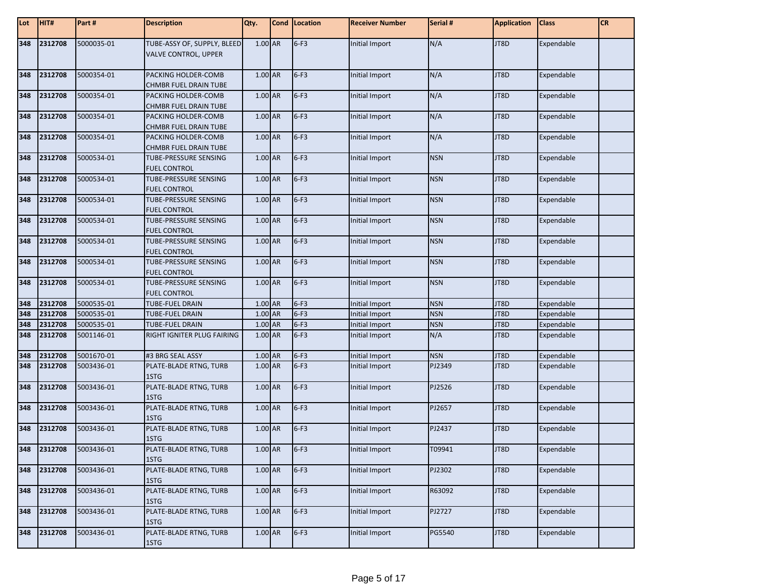| Lot | HIT# | Part # | Description | Qty. | Cond | Location | Receiver Number | Serial # | Application | Class | CR |
|---|---|---|---|---|---|---|---|---|---|---|---|
| 348 | 2312708 | 5000035-01 | TUBE-ASSY OF, SUPPLY, BLEED VALVE CONTROL, UPPER | 1.00 | AR | 6-F3 | Initial Import | N/A | JT8D | Expendable | |
| 348 | 2312708 | 5000354-01 | PACKING HOLDER-COMB CHMBR FUEL DRAIN TUBE | 1.00 | AR | 6-F3 | Initial Import | N/A | JT8D | Expendable | |
| 348 | 2312708 | 5000354-01 | PACKING HOLDER-COMB CHMBR FUEL DRAIN TUBE | 1.00 | AR | 6-F3 | Initial Import | N/A | JT8D | Expendable | |
| 348 | 2312708 | 5000354-01 | PACKING HOLDER-COMB CHMBR FUEL DRAIN TUBE | 1.00 | AR | 6-F3 | Initial Import | N/A | JT8D | Expendable | |
| 348 | 2312708 | 5000354-01 | PACKING HOLDER-COMB CHMBR FUEL DRAIN TUBE | 1.00 | AR | 6-F3 | Initial Import | N/A | JT8D | Expendable | |
| 348 | 2312708 | 5000534-01 | TUBE-PRESSURE SENSING FUEL CONTROL | 1.00 | AR | 6-F3 | Initial Import | NSN | JT8D | Expendable | |
| 348 | 2312708 | 5000534-01 | TUBE-PRESSURE SENSING FUEL CONTROL | 1.00 | AR | 6-F3 | Initial Import | NSN | JT8D | Expendable | |
| 348 | 2312708 | 5000534-01 | TUBE-PRESSURE SENSING FUEL CONTROL | 1.00 | AR | 6-F3 | Initial Import | NSN | JT8D | Expendable | |
| 348 | 2312708 | 5000534-01 | TUBE-PRESSURE SENSING FUEL CONTROL | 1.00 | AR | 6-F3 | Initial Import | NSN | JT8D | Expendable | |
| 348 | 2312708 | 5000534-01 | TUBE-PRESSURE SENSING FUEL CONTROL | 1.00 | AR | 6-F3 | Initial Import | NSN | JT8D | Expendable | |
| 348 | 2312708 | 5000534-01 | TUBE-PRESSURE SENSING FUEL CONTROL | 1.00 | AR | 6-F3 | Initial Import | NSN | JT8D | Expendable | |
| 348 | 2312708 | 5000534-01 | TUBE-PRESSURE SENSING FUEL CONTROL | 1.00 | AR | 6-F3 | Initial Import | NSN | JT8D | Expendable | |
| 348 | 2312708 | 5000535-01 | TUBE-FUEL DRAIN | 1.00 | AR | 6-F3 | Initial Import | NSN | JT8D | Expendable | |
| 348 | 2312708 | 5000535-01 | TUBE-FUEL DRAIN | 1.00 | AR | 6-F3 | Initial Import | NSN | JT8D | Expendable | |
| 348 | 2312708 | 5000535-01 | TUBE-FUEL DRAIN | 1.00 | AR | 6-F3 | Initial Import | NSN | JT8D | Expendable | |
| 348 | 2312708 | 5001146-01 | RIGHT IGNITER PLUG FAIRING | 1.00 | AR | 6-F3 | Initial Import | N/A | JT8D | Expendable | |
| 348 | 2312708 | 5001670-01 | #3 BRG SEAL ASSY | 1.00 | AR | 6-F3 | Initial Import | NSN | JT8D | Expendable | |
| 348 | 2312708 | 5003436-01 | PLATE-BLADE RTNG, TURB 1STG | 1.00 | AR | 6-F3 | Initial Import | PJ2349 | JT8D | Expendable | |
| 348 | 2312708 | 5003436-01 | PLATE-BLADE RTNG, TURB 1STG | 1.00 | AR | 6-F3 | Initial Import | PJ2526 | JT8D | Expendable | |
| 348 | 2312708 | 5003436-01 | PLATE-BLADE RTNG, TURB 1STG | 1.00 | AR | 6-F3 | Initial Import | PJ2657 | JT8D | Expendable | |
| 348 | 2312708 | 5003436-01 | PLATE-BLADE RTNG, TURB 1STG | 1.00 | AR | 6-F3 | Initial Import | PJ2437 | JT8D | Expendable | |
| 348 | 2312708 | 5003436-01 | PLATE-BLADE RTNG, TURB 1STG | 1.00 | AR | 6-F3 | Initial Import | T09941 | JT8D | Expendable | |
| 348 | 2312708 | 5003436-01 | PLATE-BLADE RTNG, TURB 1STG | 1.00 | AR | 6-F3 | Initial Import | PJ2302 | JT8D | Expendable | |
| 348 | 2312708 | 5003436-01 | PLATE-BLADE RTNG, TURB 1STG | 1.00 | AR | 6-F3 | Initial Import | R63092 | JT8D | Expendable | |
| 348 | 2312708 | 5003436-01 | PLATE-BLADE RTNG, TURB 1STG | 1.00 | AR | 6-F3 | Initial Import | PJ2727 | JT8D | Expendable | |
| 348 | 2312708 | 5003436-01 | PLATE-BLADE RTNG, TURB 1STG | 1.00 | AR | 6-F3 | Initial Import | PG5540 | JT8D | Expendable | |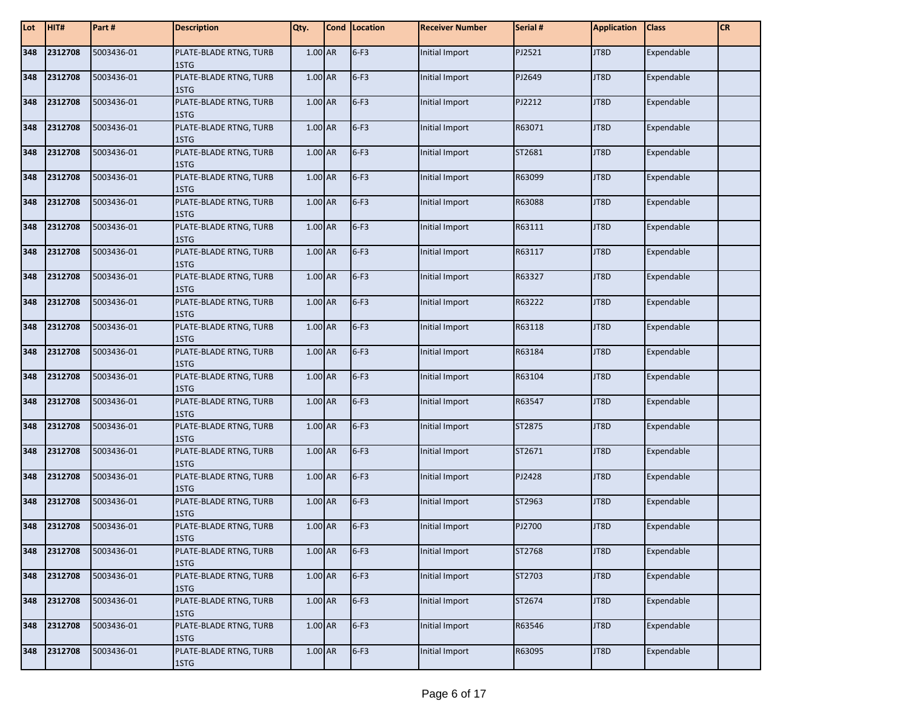| Lot | HIT# | Part # | Description | Qty. | Cond | Location | Receiver Number | Serial # | Application | Class | CR |
|---|---|---|---|---|---|---|---|---|---|---|---|
| 348 | 2312708 | 5003436-01 | PLATE-BLADE RTNG, TURB 1STG | 1.00 | AR | 6-F3 | Initial Import | PJ2521 | JT8D | Expendable | |
| 348 | 2312708 | 5003436-01 | PLATE-BLADE RTNG, TURB 1STG | 1.00 | AR | 6-F3 | Initial Import | PJ2649 | JT8D | Expendable | |
| 348 | 2312708 | 5003436-01 | PLATE-BLADE RTNG, TURB 1STG | 1.00 | AR | 6-F3 | Initial Import | PJ2212 | JT8D | Expendable | |
| 348 | 2312708 | 5003436-01 | PLATE-BLADE RTNG, TURB 1STG | 1.00 | AR | 6-F3 | Initial Import | R63071 | JT8D | Expendable | |
| 348 | 2312708 | 5003436-01 | PLATE-BLADE RTNG, TURB 1STG | 1.00 | AR | 6-F3 | Initial Import | ST2681 | JT8D | Expendable | |
| 348 | 2312708 | 5003436-01 | PLATE-BLADE RTNG, TURB 1STG | 1.00 | AR | 6-F3 | Initial Import | R63099 | JT8D | Expendable | |
| 348 | 2312708 | 5003436-01 | PLATE-BLADE RTNG, TURB 1STG | 1.00 | AR | 6-F3 | Initial Import | R63088 | JT8D | Expendable | |
| 348 | 2312708 | 5003436-01 | PLATE-BLADE RTNG, TURB 1STG | 1.00 | AR | 6-F3 | Initial Import | R63111 | JT8D | Expendable | |
| 348 | 2312708 | 5003436-01 | PLATE-BLADE RTNG, TURB 1STG | 1.00 | AR | 6-F3 | Initial Import | R63117 | JT8D | Expendable | |
| 348 | 2312708 | 5003436-01 | PLATE-BLADE RTNG, TURB 1STG | 1.00 | AR | 6-F3 | Initial Import | R63327 | JT8D | Expendable | |
| 348 | 2312708 | 5003436-01 | PLATE-BLADE RTNG, TURB 1STG | 1.00 | AR | 6-F3 | Initial Import | R63222 | JT8D | Expendable | |
| 348 | 2312708 | 5003436-01 | PLATE-BLADE RTNG, TURB 1STG | 1.00 | AR | 6-F3 | Initial Import | R63118 | JT8D | Expendable | |
| 348 | 2312708 | 5003436-01 | PLATE-BLADE RTNG, TURB 1STG | 1.00 | AR | 6-F3 | Initial Import | R63184 | JT8D | Expendable | |
| 348 | 2312708 | 5003436-01 | PLATE-BLADE RTNG, TURB 1STG | 1.00 | AR | 6-F3 | Initial Import | R63104 | JT8D | Expendable | |
| 348 | 2312708 | 5003436-01 | PLATE-BLADE RTNG, TURB 1STG | 1.00 | AR | 6-F3 | Initial Import | R63547 | JT8D | Expendable | |
| 348 | 2312708 | 5003436-01 | PLATE-BLADE RTNG, TURB 1STG | 1.00 | AR | 6-F3 | Initial Import | ST2875 | JT8D | Expendable | |
| 348 | 2312708 | 5003436-01 | PLATE-BLADE RTNG, TURB 1STG | 1.00 | AR | 6-F3 | Initial Import | ST2671 | JT8D | Expendable | |
| 348 | 2312708 | 5003436-01 | PLATE-BLADE RTNG, TURB 1STG | 1.00 | AR | 6-F3 | Initial Import | PJ2428 | JT8D | Expendable | |
| 348 | 2312708 | 5003436-01 | PLATE-BLADE RTNG, TURB 1STG | 1.00 | AR | 6-F3 | Initial Import | ST2963 | JT8D | Expendable | |
| 348 | 2312708 | 5003436-01 | PLATE-BLADE RTNG, TURB 1STG | 1.00 | AR | 6-F3 | Initial Import | PJ2700 | JT8D | Expendable | |
| 348 | 2312708 | 5003436-01 | PLATE-BLADE RTNG, TURB 1STG | 1.00 | AR | 6-F3 | Initial Import | ST2768 | JT8D | Expendable | |
| 348 | 2312708 | 5003436-01 | PLATE-BLADE RTNG, TURB 1STG | 1.00 | AR | 6-F3 | Initial Import | ST2703 | JT8D | Expendable | |
| 348 | 2312708 | 5003436-01 | PLATE-BLADE RTNG, TURB 1STG | 1.00 | AR | 6-F3 | Initial Import | ST2674 | JT8D | Expendable | |
| 348 | 2312708 | 5003436-01 | PLATE-BLADE RTNG, TURB 1STG | 1.00 | AR | 6-F3 | Initial Import | R63546 | JT8D | Expendable | |
| 348 | 2312708 | 5003436-01 | PLATE-BLADE RTNG, TURB 1STG | 1.00 | AR | 6-F3 | Initial Import | R63095 | JT8D | Expendable | |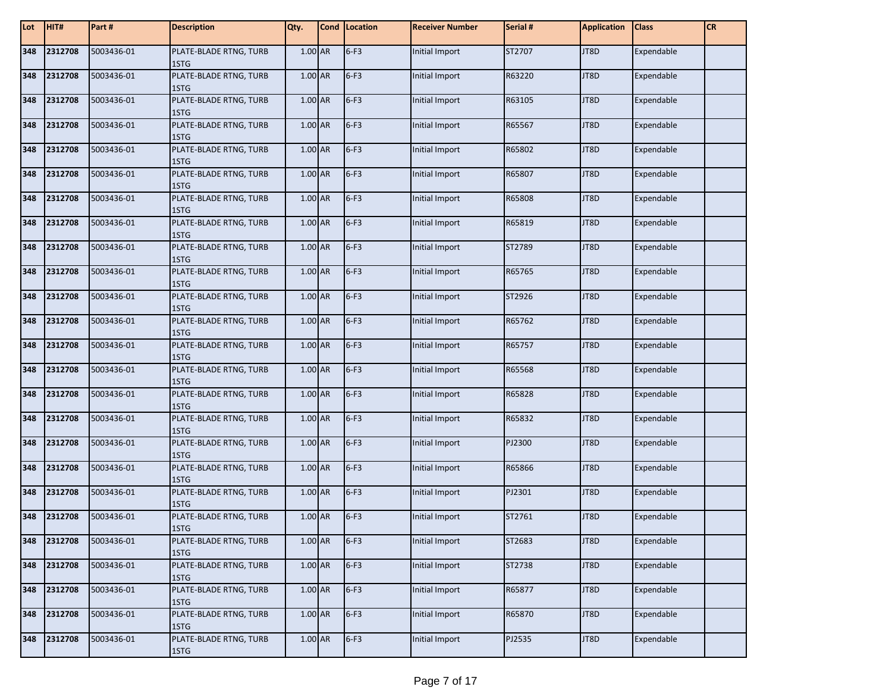| Lot | HIT# | Part # | Description | Qty. | Cond | Location | Receiver Number | Serial # | Application | Class | CR |
|---|---|---|---|---|---|---|---|---|---|---|---|
| 348 | 2312708 | 5003436-01 | PLATE-BLADE RTNG, TURB 1STG | 1.00 | AR | 6-F3 | Initial Import | ST2707 | JT8D | Expendable | |
| 348 | 2312708 | 5003436-01 | PLATE-BLADE RTNG, TURB 1STG | 1.00 | AR | 6-F3 | Initial Import | R63220 | JT8D | Expendable | |
| 348 | 2312708 | 5003436-01 | PLATE-BLADE RTNG, TURB 1STG | 1.00 | AR | 6-F3 | Initial Import | R63105 | JT8D | Expendable | |
| 348 | 2312708 | 5003436-01 | PLATE-BLADE RTNG, TURB 1STG | 1.00 | AR | 6-F3 | Initial Import | R65567 | JT8D | Expendable | |
| 348 | 2312708 | 5003436-01 | PLATE-BLADE RTNG, TURB 1STG | 1.00 | AR | 6-F3 | Initial Import | R65802 | JT8D | Expendable | |
| 348 | 2312708 | 5003436-01 | PLATE-BLADE RTNG, TURB 1STG | 1.00 | AR | 6-F3 | Initial Import | R65807 | JT8D | Expendable | |
| 348 | 2312708 | 5003436-01 | PLATE-BLADE RTNG, TURB 1STG | 1.00 | AR | 6-F3 | Initial Import | R65808 | JT8D | Expendable | |
| 348 | 2312708 | 5003436-01 | PLATE-BLADE RTNG, TURB 1STG | 1.00 | AR | 6-F3 | Initial Import | R65819 | JT8D | Expendable | |
| 348 | 2312708 | 5003436-01 | PLATE-BLADE RTNG, TURB 1STG | 1.00 | AR | 6-F3 | Initial Import | ST2789 | JT8D | Expendable | |
| 348 | 2312708 | 5003436-01 | PLATE-BLADE RTNG, TURB 1STG | 1.00 | AR | 6-F3 | Initial Import | R65765 | JT8D | Expendable | |
| 348 | 2312708 | 5003436-01 | PLATE-BLADE RTNG, TURB 1STG | 1.00 | AR | 6-F3 | Initial Import | ST2926 | JT8D | Expendable | |
| 348 | 2312708 | 5003436-01 | PLATE-BLADE RTNG, TURB 1STG | 1.00 | AR | 6-F3 | Initial Import | R65762 | JT8D | Expendable | |
| 348 | 2312708 | 5003436-01 | PLATE-BLADE RTNG, TURB 1STG | 1.00 | AR | 6-F3 | Initial Import | R65757 | JT8D | Expendable | |
| 348 | 2312708 | 5003436-01 | PLATE-BLADE RTNG, TURB 1STG | 1.00 | AR | 6-F3 | Initial Import | R65568 | JT8D | Expendable | |
| 348 | 2312708 | 5003436-01 | PLATE-BLADE RTNG, TURB 1STG | 1.00 | AR | 6-F3 | Initial Import | R65828 | JT8D | Expendable | |
| 348 | 2312708 | 5003436-01 | PLATE-BLADE RTNG, TURB 1STG | 1.00 | AR | 6-F3 | Initial Import | R65832 | JT8D | Expendable | |
| 348 | 2312708 | 5003436-01 | PLATE-BLADE RTNG, TURB 1STG | 1.00 | AR | 6-F3 | Initial Import | PJ2300 | JT8D | Expendable | |
| 348 | 2312708 | 5003436-01 | PLATE-BLADE RTNG, TURB 1STG | 1.00 | AR | 6-F3 | Initial Import | R65866 | JT8D | Expendable | |
| 348 | 2312708 | 5003436-01 | PLATE-BLADE RTNG, TURB 1STG | 1.00 | AR | 6-F3 | Initial Import | PJ2301 | JT8D | Expendable | |
| 348 | 2312708 | 5003436-01 | PLATE-BLADE RTNG, TURB 1STG | 1.00 | AR | 6-F3 | Initial Import | ST2761 | JT8D | Expendable | |
| 348 | 2312708 | 5003436-01 | PLATE-BLADE RTNG, TURB 1STG | 1.00 | AR | 6-F3 | Initial Import | ST2683 | JT8D | Expendable | |
| 348 | 2312708 | 5003436-01 | PLATE-BLADE RTNG, TURB 1STG | 1.00 | AR | 6-F3 | Initial Import | ST2738 | JT8D | Expendable | |
| 348 | 2312708 | 5003436-01 | PLATE-BLADE RTNG, TURB 1STG | 1.00 | AR | 6-F3 | Initial Import | R65877 | JT8D | Expendable | |
| 348 | 2312708 | 5003436-01 | PLATE-BLADE RTNG, TURB 1STG | 1.00 | AR | 6-F3 | Initial Import | R65870 | JT8D | Expendable | |
| 348 | 2312708 | 5003436-01 | PLATE-BLADE RTNG, TURB 1STG | 1.00 | AR | 6-F3 | Initial Import | PJ2535 | JT8D | Expendable | |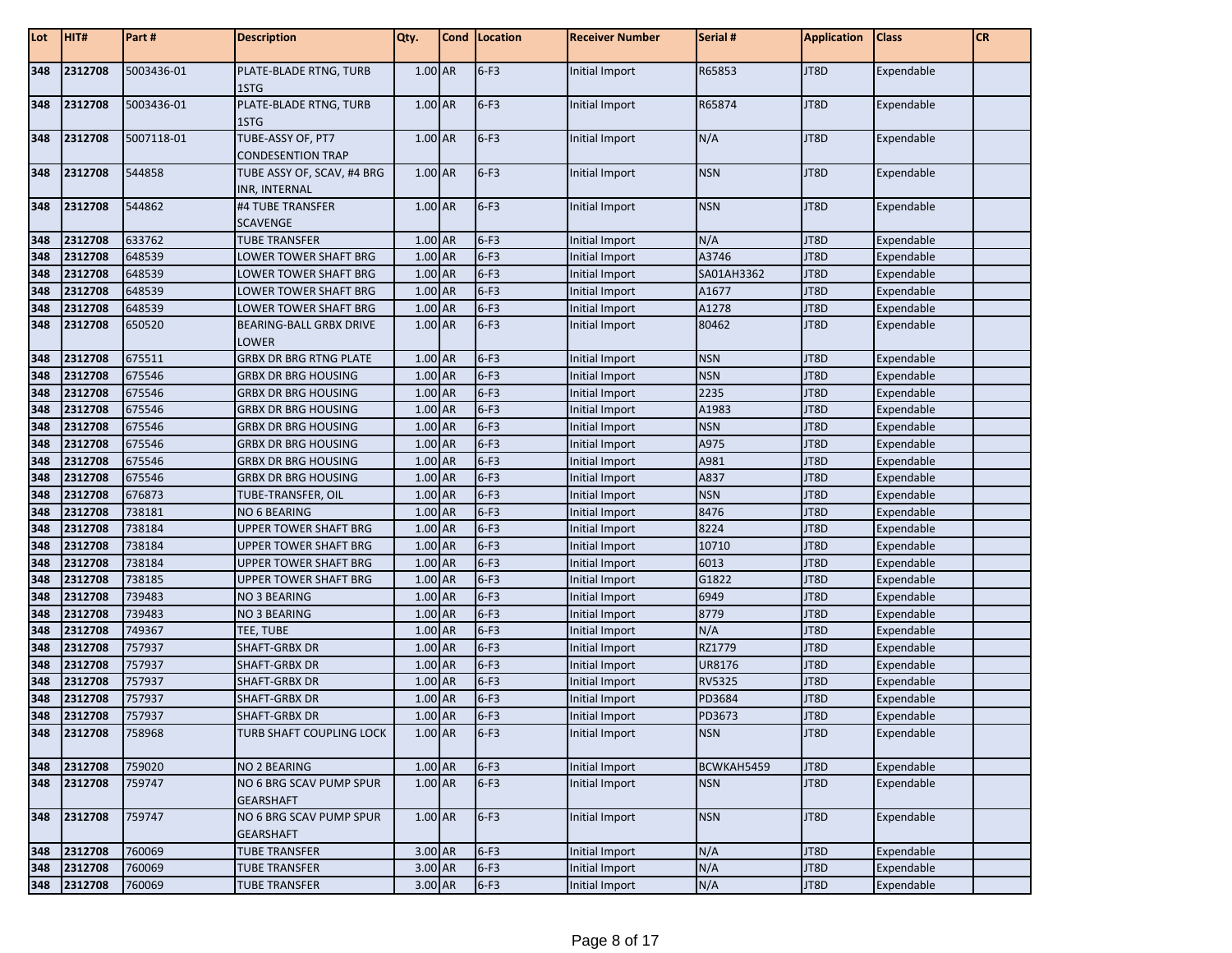| Lot | HIT# | Part # | Description | Qty. | Cond | Location | Receiver Number | Serial # | Application | Class | CR |
|---|---|---|---|---|---|---|---|---|---|---|---|
| 348 | 2312708 | 5003436-01 | PLATE-BLADE RTNG, TURB 1STG | 1.00 | AR | 6-F3 | Initial Import | R65853 | JT8D | Expendable | |
| 348 | 2312708 | 5003436-01 | PLATE-BLADE RTNG, TURB 1STG | 1.00 | AR | 6-F3 | Initial Import | R65874 | JT8D | Expendable | |
| 348 | 2312708 | 5007118-01 | TUBE-ASSY OF, PT7 CONDESENTION TRAP | 1.00 | AR | 6-F3 | Initial Import | N/A | JT8D | Expendable | |
| 348 | 2312708 | 544858 | TUBE ASSY OF, SCAV, #4 BRG INR, INTERNAL | 1.00 | AR | 6-F3 | Initial Import | NSN | JT8D | Expendable | |
| 348 | 2312708 | 544862 | #4 TUBE TRANSFER SCAVENGE | 1.00 | AR | 6-F3 | Initial Import | NSN | JT8D | Expendable | |
| 348 | 2312708 | 633762 | TUBE TRANSFER | 1.00 | AR | 6-F3 | Initial Import | N/A | JT8D | Expendable | |
| 348 | 2312708 | 648539 | LOWER TOWER SHAFT BRG | 1.00 | AR | 6-F3 | Initial Import | A3746 | JT8D | Expendable | |
| 348 | 2312708 | 648539 | LOWER TOWER SHAFT BRG | 1.00 | AR | 6-F3 | Initial Import | SA01AH3362 | JT8D | Expendable | |
| 348 | 2312708 | 648539 | LOWER TOWER SHAFT BRG | 1.00 | AR | 6-F3 | Initial Import | A1677 | JT8D | Expendable | |
| 348 | 2312708 | 648539 | LOWER TOWER SHAFT BRG | 1.00 | AR | 6-F3 | Initial Import | A1278 | JT8D | Expendable | |
| 348 | 2312708 | 650520 | BEARING-BALL GRBX DRIVE LOWER | 1.00 | AR | 6-F3 | Initial Import | 80462 | JT8D | Expendable | |
| 348 | 2312708 | 675511 | GRBX DR BRG RTNG PLATE | 1.00 | AR | 6-F3 | Initial Import | NSN | JT8D | Expendable | |
| 348 | 2312708 | 675546 | GRBX DR BRG HOUSING | 1.00 | AR | 6-F3 | Initial Import | NSN | JT8D | Expendable | |
| 348 | 2312708 | 675546 | GRBX DR BRG HOUSING | 1.00 | AR | 6-F3 | Initial Import | 2235 | JT8D | Expendable | |
| 348 | 2312708 | 675546 | GRBX DR BRG HOUSING | 1.00 | AR | 6-F3 | Initial Import | A1983 | JT8D | Expendable | |
| 348 | 2312708 | 675546 | GRBX DR BRG HOUSING | 1.00 | AR | 6-F3 | Initial Import | NSN | JT8D | Expendable | |
| 348 | 2312708 | 675546 | GRBX DR BRG HOUSING | 1.00 | AR | 6-F3 | Initial Import | A975 | JT8D | Expendable | |
| 348 | 2312708 | 675546 | GRBX DR BRG HOUSING | 1.00 | AR | 6-F3 | Initial Import | A981 | JT8D | Expendable | |
| 348 | 2312708 | 675546 | GRBX DR BRG HOUSING | 1.00 | AR | 6-F3 | Initial Import | A837 | JT8D | Expendable | |
| 348 | 2312708 | 676873 | TUBE-TRANSFER, OIL | 1.00 | AR | 6-F3 | Initial Import | NSN | JT8D | Expendable | |
| 348 | 2312708 | 738181 | NO 6 BEARING | 1.00 | AR | 6-F3 | Initial Import | 8476 | JT8D | Expendable | |
| 348 | 2312708 | 738184 | UPPER TOWER SHAFT BRG | 1.00 | AR | 6-F3 | Initial Import | 8224 | JT8D | Expendable | |
| 348 | 2312708 | 738184 | UPPER TOWER SHAFT BRG | 1.00 | AR | 6-F3 | Initial Import | 10710 | JT8D | Expendable | |
| 348 | 2312708 | 738184 | UPPER TOWER SHAFT BRG | 1.00 | AR | 6-F3 | Initial Import | 6013 | JT8D | Expendable | |
| 348 | 2312708 | 738185 | UPPER TOWER SHAFT BRG | 1.00 | AR | 6-F3 | Initial Import | G1822 | JT8D | Expendable | |
| 348 | 2312708 | 739483 | NO 3 BEARING | 1.00 | AR | 6-F3 | Initial Import | 6949 | JT8D | Expendable | |
| 348 | 2312708 | 739483 | NO 3 BEARING | 1.00 | AR | 6-F3 | Initial Import | 8779 | JT8D | Expendable | |
| 348 | 2312708 | 749367 | TEE, TUBE | 1.00 | AR | 6-F3 | Initial Import | N/A | JT8D | Expendable | |
| 348 | 2312708 | 757937 | SHAFT-GRBX DR | 1.00 | AR | 6-F3 | Initial Import | RZ1779 | JT8D | Expendable | |
| 348 | 2312708 | 757937 | SHAFT-GRBX DR | 1.00 | AR | 6-F3 | Initial Import | UR8176 | JT8D | Expendable | |
| 348 | 2312708 | 757937 | SHAFT-GRBX DR | 1.00 | AR | 6-F3 | Initial Import | RV5325 | JT8D | Expendable | |
| 348 | 2312708 | 757937 | SHAFT-GRBX DR | 1.00 | AR | 6-F3 | Initial Import | PD3684 | JT8D | Expendable | |
| 348 | 2312708 | 757937 | SHAFT-GRBX DR | 1.00 | AR | 6-F3 | Initial Import | PD3673 | JT8D | Expendable | |
| 348 | 2312708 | 758968 | TURB SHAFT COUPLING LOCK | 1.00 | AR | 6-F3 | Initial Import | NSN | JT8D | Expendable | |
| 348 | 2312708 | 759020 | NO 2 BEARING | 1.00 | AR | 6-F3 | Initial Import | BCWKAH5459 | JT8D | Expendable | |
| 348 | 2312708 | 759747 | NO 6 BRG SCAV PUMP SPUR GEARSHAFT | 1.00 | AR | 6-F3 | Initial Import | NSN | JT8D | Expendable | |
| 348 | 2312708 | 759747 | NO 6 BRG SCAV PUMP SPUR GEARSHAFT | 1.00 | AR | 6-F3 | Initial Import | NSN | JT8D | Expendable | |
| 348 | 2312708 | 760069 | TUBE TRANSFER | 3.00 | AR | 6-F3 | Initial Import | N/A | JT8D | Expendable | |
| 348 | 2312708 | 760069 | TUBE TRANSFER | 3.00 | AR | 6-F3 | Initial Import | N/A | JT8D | Expendable | |
| 348 | 2312708 | 760069 | TUBE TRANSFER | 3.00 | AR | 6-F3 | Initial Import | N/A | JT8D | Expendable | |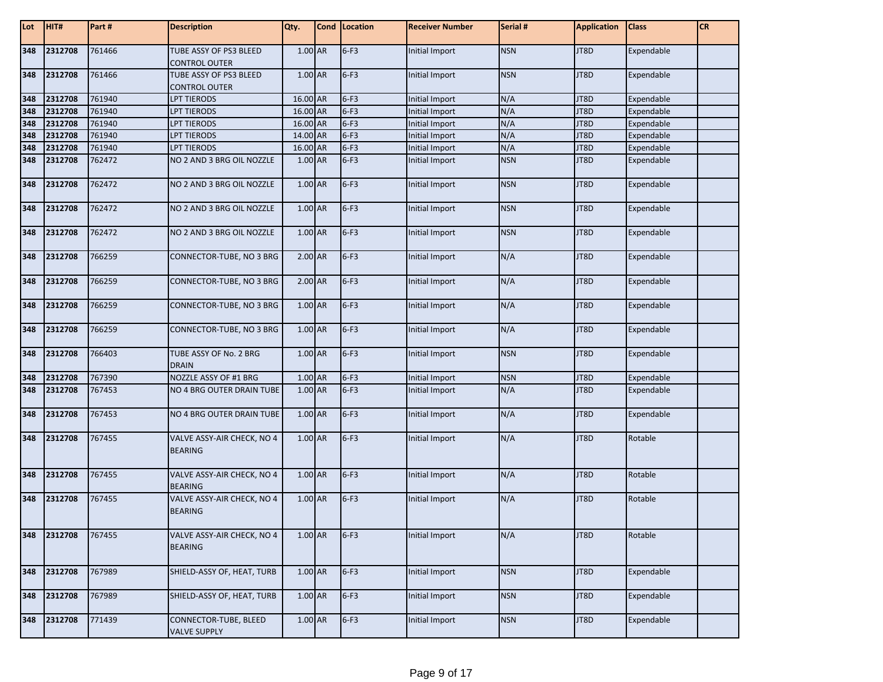| Lot | HIT# | Part # | Description | Qty. | Cond | Location | Receiver Number | Serial # | Application | Class | CR |
|---|---|---|---|---|---|---|---|---|---|---|---|
| 348 | 2312708 | 761466 | TUBE ASSY OF PS3 BLEED CONTROL OUTER | 1.00 | AR | 6-F3 | Initial Import | NSN | JT8D | Expendable | |
| 348 | 2312708 | 761466 | TUBE ASSY OF PS3 BLEED CONTROL OUTER | 1.00 | AR | 6-F3 | Initial Import | NSN | JT8D | Expendable | |
| 348 | 2312708 | 761940 | LPT TIERODS | 16.00 | AR | 6-F3 | Initial Import | N/A | JT8D | Expendable | |
| 348 | 2312708 | 761940 | LPT TIERODS | 16.00 | AR | 6-F3 | Initial Import | N/A | JT8D | Expendable | |
| 348 | 2312708 | 761940 | LPT TIERODS | 16.00 | AR | 6-F3 | Initial Import | N/A | JT8D | Expendable | |
| 348 | 2312708 | 761940 | LPT TIERODS | 14.00 | AR | 6-F3 | Initial Import | N/A | JT8D | Expendable | |
| 348 | 2312708 | 761940 | LPT TIERODS | 16.00 | AR | 6-F3 | Initial Import | N/A | JT8D | Expendable | |
| 348 | 2312708 | 762472 | NO 2 AND 3 BRG OIL NOZZLE | 1.00 | AR | 6-F3 | Initial Import | NSN | JT8D | Expendable | |
| 348 | 2312708 | 762472 | NO 2 AND 3 BRG OIL NOZZLE | 1.00 | AR | 6-F3 | Initial Import | NSN | JT8D | Expendable | |
| 348 | 2312708 | 762472 | NO 2 AND 3 BRG OIL NOZZLE | 1.00 | AR | 6-F3 | Initial Import | NSN | JT8D | Expendable | |
| 348 | 2312708 | 762472 | NO 2 AND 3 BRG OIL NOZZLE | 1.00 | AR | 6-F3 | Initial Import | NSN | JT8D | Expendable | |
| 348 | 2312708 | 766259 | CONNECTOR-TUBE, NO 3 BRG | 2.00 | AR | 6-F3 | Initial Import | N/A | JT8D | Expendable | |
| 348 | 2312708 | 766259 | CONNECTOR-TUBE, NO 3 BRG | 2.00 | AR | 6-F3 | Initial Import | N/A | JT8D | Expendable | |
| 348 | 2312708 | 766259 | CONNECTOR-TUBE, NO 3 BRG | 1.00 | AR | 6-F3 | Initial Import | N/A | JT8D | Expendable | |
| 348 | 2312708 | 766259 | CONNECTOR-TUBE, NO 3 BRG | 1.00 | AR | 6-F3 | Initial Import | N/A | JT8D | Expendable | |
| 348 | 2312708 | 766403 | TUBE ASSY OF No. 2 BRG DRAIN | 1.00 | AR | 6-F3 | Initial Import | NSN | JT8D | Expendable | |
| 348 | 2312708 | 767390 | NOZZLE ASSY OF #1 BRG | 1.00 | AR | 6-F3 | Initial Import | NSN | JT8D | Expendable | |
| 348 | 2312708 | 767453 | NO 4 BRG OUTER DRAIN TUBE | 1.00 | AR | 6-F3 | Initial Import | N/A | JT8D | Expendable | |
| 348 | 2312708 | 767453 | NO 4 BRG OUTER DRAIN TUBE | 1.00 | AR | 6-F3 | Initial Import | N/A | JT8D | Expendable | |
| 348 | 2312708 | 767455 | VALVE ASSY-AIR CHECK, NO 4 BEARING | 1.00 | AR | 6-F3 | Initial Import | N/A | JT8D | Rotable | |
| 348 | 2312708 | 767455 | VALVE ASSY-AIR CHECK, NO 4 BEARING | 1.00 | AR | 6-F3 | Initial Import | N/A | JT8D | Rotable | |
| 348 | 2312708 | 767455 | VALVE ASSY-AIR CHECK, NO 4 BEARING | 1.00 | AR | 6-F3 | Initial Import | N/A | JT8D | Rotable | |
| 348 | 2312708 | 767455 | VALVE ASSY-AIR CHECK, NO 4 BEARING | 1.00 | AR | 6-F3 | Initial Import | N/A | JT8D | Rotable | |
| 348 | 2312708 | 767989 | SHIELD-ASSY OF, HEAT, TURB | 1.00 | AR | 6-F3 | Initial Import | NSN | JT8D | Expendable | |
| 348 | 2312708 | 767989 | SHIELD-ASSY OF, HEAT, TURB | 1.00 | AR | 6-F3 | Initial Import | NSN | JT8D | Expendable | |
| 348 | 2312708 | 771439 | CONNECTOR-TUBE, BLEED VALVE SUPPLY | 1.00 | AR | 6-F3 | Initial Import | NSN | JT8D | Expendable | |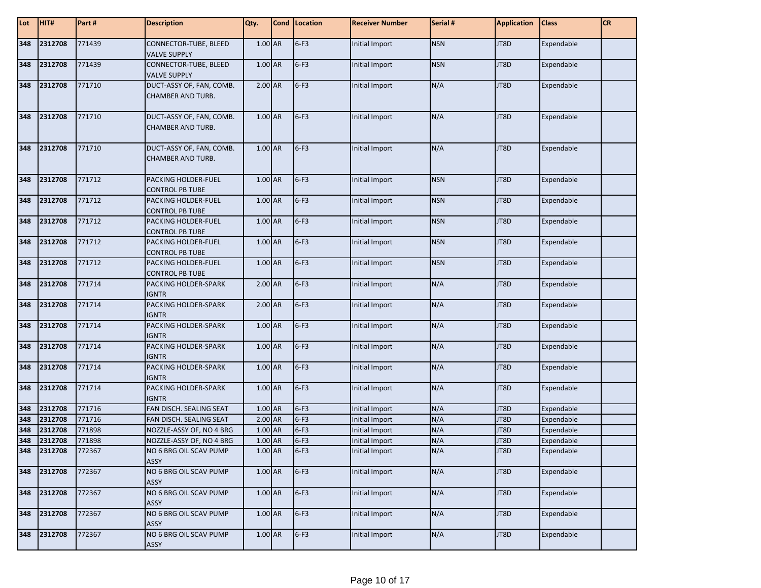| Lot | HIT# | Part # | Description | Qty. | Cond | Location | Receiver Number | Serial # | Application | Class | CR |
|---|---|---|---|---|---|---|---|---|---|---|---|
| 348 | 2312708 | 771439 | CONNECTOR-TUBE, BLEED VALVE SUPPLY | 1.00 | AR | 6-F3 | Initial Import | NSN | JT8D | Expendable | |
| 348 | 2312708 | 771439 | CONNECTOR-TUBE, BLEED VALVE SUPPLY | 1.00 | AR | 6-F3 | Initial Import | NSN | JT8D | Expendable | |
| 348 | 2312708 | 771710 | DUCT-ASSY OF, FAN, COMB. CHAMBER AND TURB. | 2.00 | AR | 6-F3 | Initial Import | N/A | JT8D | Expendable | |
| 348 | 2312708 | 771710 | DUCT-ASSY OF, FAN, COMB. CHAMBER AND TURB. | 1.00 | AR | 6-F3 | Initial Import | N/A | JT8D | Expendable | |
| 348 | 2312708 | 771710 | DUCT-ASSY OF, FAN, COMB. CHAMBER AND TURB. | 1.00 | AR | 6-F3 | Initial Import | N/A | JT8D | Expendable | |
| 348 | 2312708 | 771712 | PACKING HOLDER-FUEL CONTROL PB TUBE | 1.00 | AR | 6-F3 | Initial Import | NSN | JT8D | Expendable | |
| 348 | 2312708 | 771712 | PACKING HOLDER-FUEL CONTROL PB TUBE | 1.00 | AR | 6-F3 | Initial Import | NSN | JT8D | Expendable | |
| 348 | 2312708 | 771712 | PACKING HOLDER-FUEL CONTROL PB TUBE | 1.00 | AR | 6-F3 | Initial Import | NSN | JT8D | Expendable | |
| 348 | 2312708 | 771712 | PACKING HOLDER-FUEL CONTROL PB TUBE | 1.00 | AR | 6-F3 | Initial Import | NSN | JT8D | Expendable | |
| 348 | 2312708 | 771712 | PACKING HOLDER-FUEL CONTROL PB TUBE | 1.00 | AR | 6-F3 | Initial Import | NSN | JT8D | Expendable | |
| 348 | 2312708 | 771714 | PACKING HOLDER-SPARK IGNTR | 2.00 | AR | 6-F3 | Initial Import | N/A | JT8D | Expendable | |
| 348 | 2312708 | 771714 | PACKING HOLDER-SPARK IGNTR | 2.00 | AR | 6-F3 | Initial Import | N/A | JT8D | Expendable | |
| 348 | 2312708 | 771714 | PACKING HOLDER-SPARK IGNTR | 1.00 | AR | 6-F3 | Initial Import | N/A | JT8D | Expendable | |
| 348 | 2312708 | 771714 | PACKING HOLDER-SPARK IGNTR | 1.00 | AR | 6-F3 | Initial Import | N/A | JT8D | Expendable | |
| 348 | 2312708 | 771714 | PACKING HOLDER-SPARK IGNTR | 1.00 | AR | 6-F3 | Initial Import | N/A | JT8D | Expendable | |
| 348 | 2312708 | 771714 | PACKING HOLDER-SPARK IGNTR | 1.00 | AR | 6-F3 | Initial Import | N/A | JT8D | Expendable | |
| 348 | 2312708 | 771716 | FAN DISCH. SEALING SEAT | 1.00 | AR | 6-F3 | Initial Import | N/A | JT8D | Expendable | |
| 348 | 2312708 | 771716 | FAN DISCH. SEALING SEAT | 2.00 | AR | 6-F3 | Initial Import | N/A | JT8D | Expendable | |
| 348 | 2312708 | 771898 | NOZZLE-ASSY OF, NO 4 BRG | 1.00 | AR | 6-F3 | Initial Import | N/A | JT8D | Expendable | |
| 348 | 2312708 | 771898 | NOZZLE-ASSY OF, NO 4 BRG | 1.00 | AR | 6-F3 | Initial Import | N/A | JT8D | Expendable | |
| 348 | 2312708 | 772367 | NO 6 BRG OIL SCAV PUMP ASSY | 1.00 | AR | 6-F3 | Initial Import | N/A | JT8D | Expendable | |
| 348 | 2312708 | 772367 | NO 6 BRG OIL SCAV PUMP ASSY | 1.00 | AR | 6-F3 | Initial Import | N/A | JT8D | Expendable | |
| 348 | 2312708 | 772367 | NO 6 BRG OIL SCAV PUMP ASSY | 1.00 | AR | 6-F3 | Initial Import | N/A | JT8D | Expendable | |
| 348 | 2312708 | 772367 | NO 6 BRG OIL SCAV PUMP ASSY | 1.00 | AR | 6-F3 | Initial Import | N/A | JT8D | Expendable | |
| 348 | 2312708 | 772367 | NO 6 BRG OIL SCAV PUMP ASSY | 1.00 | AR | 6-F3 | Initial Import | N/A | JT8D | Expendable | |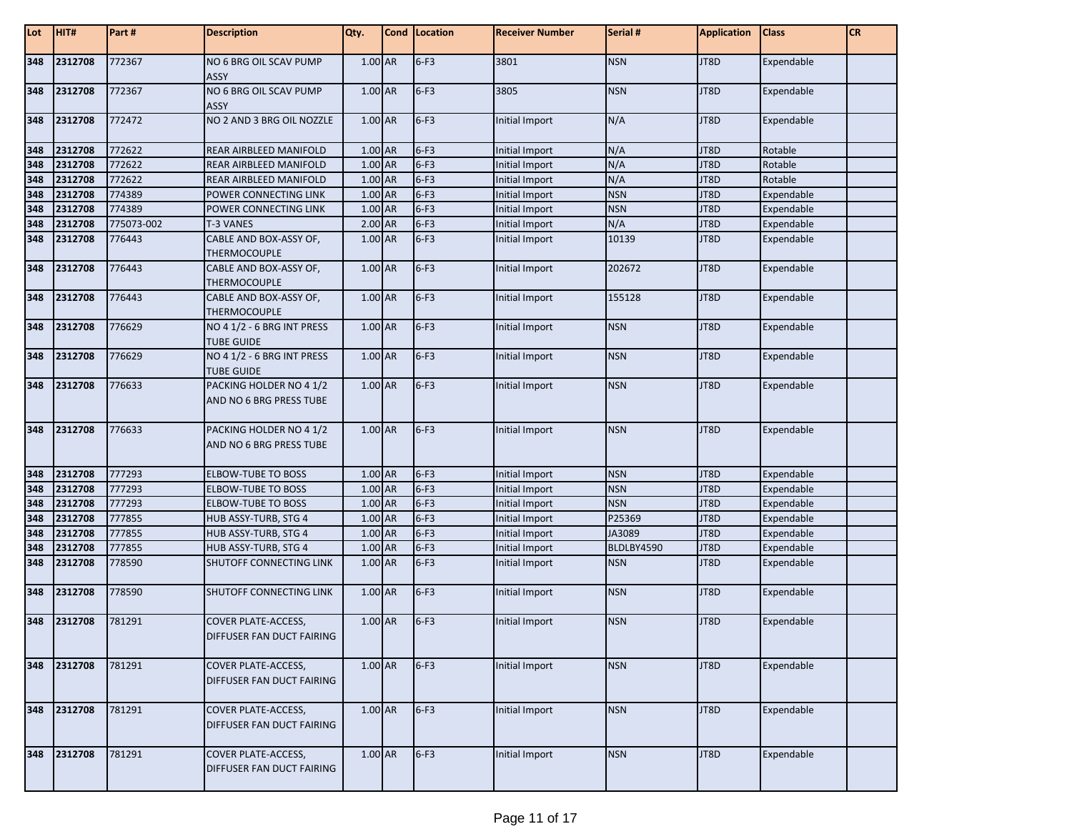| Lot | HIT# | Part # | Description | Qty. | Cond | Location | Receiver Number | Serial # | Application | Class | CR |
|---|---|---|---|---|---|---|---|---|---|---|---|
| 348 | 2312708 | 772367 | NO 6 BRG OIL SCAV PUMP ASSY | 1.00 | AR | 6-F3 | 3801 | NSN | JT8D | Expendable | |
| 348 | 2312708 | 772367 | NO 6 BRG OIL SCAV PUMP ASSY | 1.00 | AR | 6-F3 | 3805 | NSN | JT8D | Expendable | |
| 348 | 2312708 | 772472 | NO 2 AND 3 BRG OIL NOZZLE | 1.00 | AR | 6-F3 | Initial Import | N/A | JT8D | Expendable | |
| 348 | 2312708 | 772622 | REAR AIRBLEED MANIFOLD | 1.00 | AR | 6-F3 | Initial Import | N/A | JT8D | Rotable | |
| 348 | 2312708 | 772622 | REAR AIRBLEED MANIFOLD | 1.00 | AR | 6-F3 | Initial Import | N/A | JT8D | Rotable | |
| 348 | 2312708 | 772622 | REAR AIRBLEED MANIFOLD | 1.00 | AR | 6-F3 | Initial Import | N/A | JT8D | Rotable | |
| 348 | 2312708 | 774389 | POWER CONNECTING LINK | 1.00 | AR | 6-F3 | Initial Import | NSN | JT8D | Expendable | |
| 348 | 2312708 | 774389 | POWER CONNECTING LINK | 1.00 | AR | 6-F3 | Initial Import | NSN | JT8D | Expendable | |
| 348 | 2312708 | 775073-002 | T-3 VANES | 2.00 | AR | 6-F3 | Initial Import | N/A | JT8D | Expendable | |
| 348 | 2312708 | 776443 | CABLE AND BOX-ASSY OF, THERMOCOUPLE | 1.00 | AR | 6-F3 | Initial Import | 10139 | JT8D | Expendable | |
| 348 | 2312708 | 776443 | CABLE AND BOX-ASSY OF, THERMOCOUPLE | 1.00 | AR | 6-F3 | Initial Import | 202672 | JT8D | Expendable | |
| 348 | 2312708 | 776443 | CABLE AND BOX-ASSY OF, THERMOCOUPLE | 1.00 | AR | 6-F3 | Initial Import | 155128 | JT8D | Expendable | |
| 348 | 2312708 | 776629 | NO 4 1/2 - 6 BRG INT PRESS TUBE GUIDE | 1.00 | AR | 6-F3 | Initial Import | NSN | JT8D | Expendable | |
| 348 | 2312708 | 776629 | NO 4 1/2 - 6 BRG INT PRESS TUBE GUIDE | 1.00 | AR | 6-F3 | Initial Import | NSN | JT8D | Expendable | |
| 348 | 2312708 | 776633 | PACKING HOLDER NO 4 1/2 AND NO 6 BRG PRESS TUBE | 1.00 | AR | 6-F3 | Initial Import | NSN | JT8D | Expendable | |
| 348 | 2312708 | 776633 | PACKING HOLDER NO 4 1/2 AND NO 6 BRG PRESS TUBE | 1.00 | AR | 6-F3 | Initial Import | NSN | JT8D | Expendable | |
| 348 | 2312708 | 777293 | ELBOW-TUBE TO BOSS | 1.00 | AR | 6-F3 | Initial Import | NSN | JT8D | Expendable | |
| 348 | 2312708 | 777293 | ELBOW-TUBE TO BOSS | 1.00 | AR | 6-F3 | Initial Import | NSN | JT8D | Expendable | |
| 348 | 2312708 | 777293 | ELBOW-TUBE TO BOSS | 1.00 | AR | 6-F3 | Initial Import | NSN | JT8D | Expendable | |
| 348 | 2312708 | 777855 | HUB ASSY-TURB, STG 4 | 1.00 | AR | 6-F3 | Initial Import | P25369 | JT8D | Expendable | |
| 348 | 2312708 | 777855 | HUB ASSY-TURB, STG 4 | 1.00 | AR | 6-F3 | Initial Import | JA3089 | JT8D | Expendable | |
| 348 | 2312708 | 777855 | HUB ASSY-TURB, STG 4 | 1.00 | AR | 6-F3 | Initial Import | BLDLBY4590 | JT8D | Expendable | |
| 348 | 2312708 | 778590 | SHUTOFF CONNECTING LINK | 1.00 | AR | 6-F3 | Initial Import | NSN | JT8D | Expendable | |
| 348 | 2312708 | 778590 | SHUTOFF CONNECTING LINK | 1.00 | AR | 6-F3 | Initial Import | NSN | JT8D | Expendable | |
| 348 | 2312708 | 781291 | COVER PLATE-ACCESS, DIFFUSER FAN DUCT FAIRING | 1.00 | AR | 6-F3 | Initial Import | NSN | JT8D | Expendable | |
| 348 | 2312708 | 781291 | COVER PLATE-ACCESS, DIFFUSER FAN DUCT FAIRING | 1.00 | AR | 6-F3 | Initial Import | NSN | JT8D | Expendable | |
| 348 | 2312708 | 781291 | COVER PLATE-ACCESS, DIFFUSER FAN DUCT FAIRING | 1.00 | AR | 6-F3 | Initial Import | NSN | JT8D | Expendable | |
| 348 | 2312708 | 781291 | COVER PLATE-ACCESS, DIFFUSER FAN DUCT FAIRING | 1.00 | AR | 6-F3 | Initial Import | NSN | JT8D | Expendable | |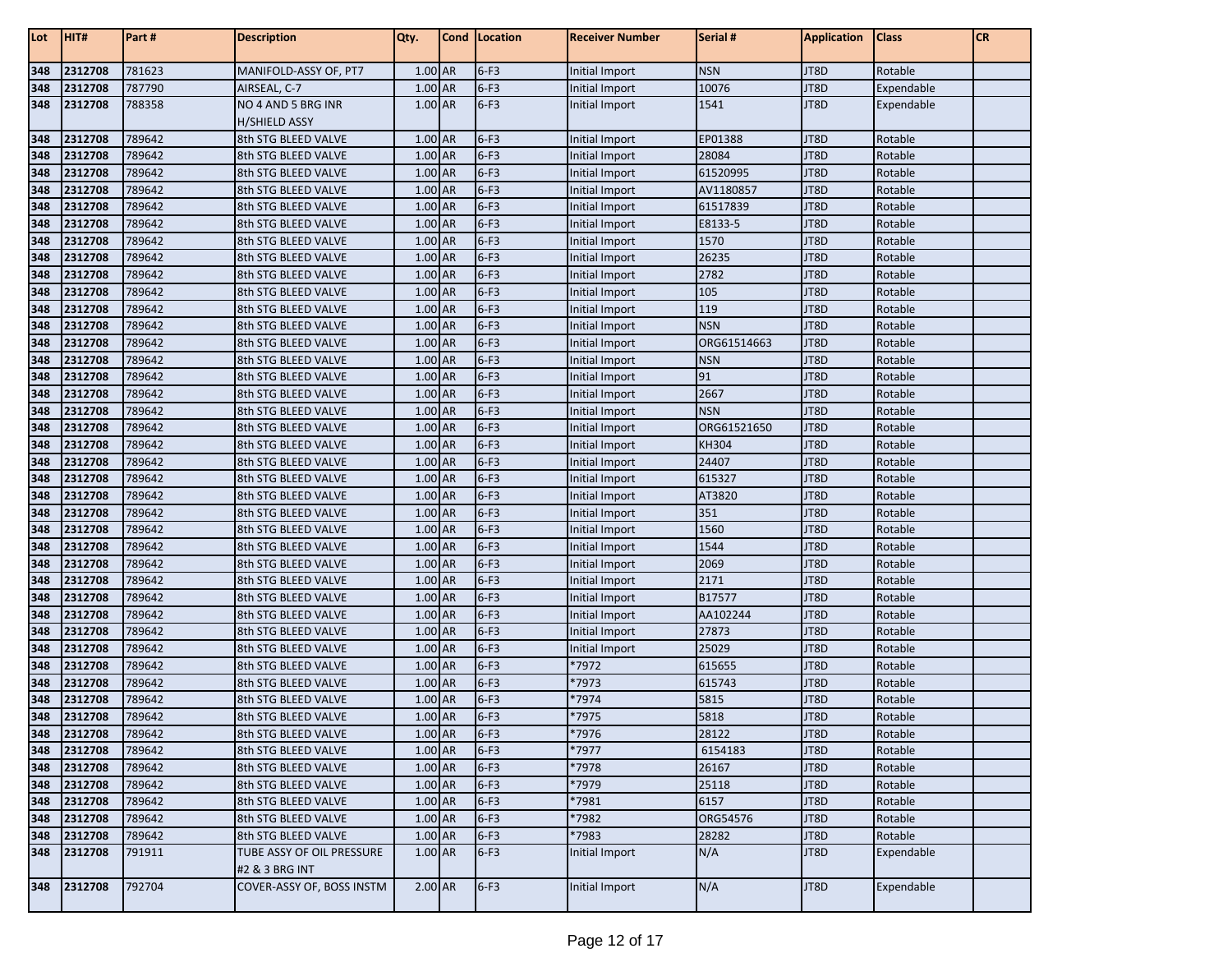| Lot | HIT# | Part # | Description | Qty. | Cond | Location | Receiver Number | Serial # | Application | Class | CR |
|---|---|---|---|---|---|---|---|---|---|---|---|
| 348 | 2312708 | 781623 | MANIFOLD-ASSY OF, PT7 | 1.00 | AR | 6-F3 | Initial Import | NSN | JT8D | Rotable | |
| 348 | 2312708 | 787790 | AIRSEAL, C-7 | 1.00 | AR | 6-F3 | Initial Import | 10076 | JT8D | Expendable | |
| 348 | 2312708 | 788358 | NO 4 AND 5 BRG INR H/SHIELD ASSY | 1.00 | AR | 6-F3 | Initial Import | 1541 | JT8D | Expendable | |
| 348 | 2312708 | 789642 | 8th STG BLEED VALVE | 1.00 | AR | 6-F3 | Initial Import | EP01388 | JT8D | Rotable | |
| 348 | 2312708 | 789642 | 8th STG BLEED VALVE | 1.00 | AR | 6-F3 | Initial Import | 28084 | JT8D | Rotable | |
| 348 | 2312708 | 789642 | 8th STG BLEED VALVE | 1.00 | AR | 6-F3 | Initial Import | 61520995 | JT8D | Rotable | |
| 348 | 2312708 | 789642 | 8th STG BLEED VALVE | 1.00 | AR | 6-F3 | Initial Import | AV1180857 | JT8D | Rotable | |
| 348 | 2312708 | 789642 | 8th STG BLEED VALVE | 1.00 | AR | 6-F3 | Initial Import | 61517839 | JT8D | Rotable | |
| 348 | 2312708 | 789642 | 8th STG BLEED VALVE | 1.00 | AR | 6-F3 | Initial Import | E8133-5 | JT8D | Rotable | |
| 348 | 2312708 | 789642 | 8th STG BLEED VALVE | 1.00 | AR | 6-F3 | Initial Import | 1570 | JT8D | Rotable | |
| 348 | 2312708 | 789642 | 8th STG BLEED VALVE | 1.00 | AR | 6-F3 | Initial Import | 26235 | JT8D | Rotable | |
| 348 | 2312708 | 789642 | 8th STG BLEED VALVE | 1.00 | AR | 6-F3 | Initial Import | 2782 | JT8D | Rotable | |
| 348 | 2312708 | 789642 | 8th STG BLEED VALVE | 1.00 | AR | 6-F3 | Initial Import | 105 | JT8D | Rotable | |
| 348 | 2312708 | 789642 | 8th STG BLEED VALVE | 1.00 | AR | 6-F3 | Initial Import | 119 | JT8D | Rotable | |
| 348 | 2312708 | 789642 | 8th STG BLEED VALVE | 1.00 | AR | 6-F3 | Initial Import | NSN | JT8D | Rotable | |
| 348 | 2312708 | 789642 | 8th STG BLEED VALVE | 1.00 | AR | 6-F3 | Initial Import | ORG61514663 | JT8D | Rotable | |
| 348 | 2312708 | 789642 | 8th STG BLEED VALVE | 1.00 | AR | 6-F3 | Initial Import | NSN | JT8D | Rotable | |
| 348 | 2312708 | 789642 | 8th STG BLEED VALVE | 1.00 | AR | 6-F3 | Initial Import | 91 | JT8D | Rotable | |
| 348 | 2312708 | 789642 | 8th STG BLEED VALVE | 1.00 | AR | 6-F3 | Initial Import | 2667 | JT8D | Rotable | |
| 348 | 2312708 | 789642 | 8th STG BLEED VALVE | 1.00 | AR | 6-F3 | Initial Import | NSN | JT8D | Rotable | |
| 348 | 2312708 | 789642 | 8th STG BLEED VALVE | 1.00 | AR | 6-F3 | Initial Import | ORG61521650 | JT8D | Rotable | |
| 348 | 2312708 | 789642 | 8th STG BLEED VALVE | 1.00 | AR | 6-F3 | Initial Import | KH304 | JT8D | Rotable | |
| 348 | 2312708 | 789642 | 8th STG BLEED VALVE | 1.00 | AR | 6-F3 | Initial Import | 24407 | JT8D | Rotable | |
| 348 | 2312708 | 789642 | 8th STG BLEED VALVE | 1.00 | AR | 6-F3 | Initial Import | 615327 | JT8D | Rotable | |
| 348 | 2312708 | 789642 | 8th STG BLEED VALVE | 1.00 | AR | 6-F3 | Initial Import | AT3820 | JT8D | Rotable | |
| 348 | 2312708 | 789642 | 8th STG BLEED VALVE | 1.00 | AR | 6-F3 | Initial Import | 351 | JT8D | Rotable | |
| 348 | 2312708 | 789642 | 8th STG BLEED VALVE | 1.00 | AR | 6-F3 | Initial Import | 1560 | JT8D | Rotable | |
| 348 | 2312708 | 789642 | 8th STG BLEED VALVE | 1.00 | AR | 6-F3 | Initial Import | 1544 | JT8D | Rotable | |
| 348 | 2312708 | 789642 | 8th STG BLEED VALVE | 1.00 | AR | 6-F3 | Initial Import | 2069 | JT8D | Rotable | |
| 348 | 2312708 | 789642 | 8th STG BLEED VALVE | 1.00 | AR | 6-F3 | Initial Import | 2171 | JT8D | Rotable | |
| 348 | 2312708 | 789642 | 8th STG BLEED VALVE | 1.00 | AR | 6-F3 | Initial Import | B17577 | JT8D | Rotable | |
| 348 | 2312708 | 789642 | 8th STG BLEED VALVE | 1.00 | AR | 6-F3 | Initial Import | AA102244 | JT8D | Rotable | |
| 348 | 2312708 | 789642 | 8th STG BLEED VALVE | 1.00 | AR | 6-F3 | Initial Import | 27873 | JT8D | Rotable | |
| 348 | 2312708 | 789642 | 8th STG BLEED VALVE | 1.00 | AR | 6-F3 | Initial Import | 25029 | JT8D | Rotable | |
| 348 | 2312708 | 789642 | 8th STG BLEED VALVE | 1.00 | AR | 6-F3 | *7972 | 615655 | JT8D | Rotable | |
| 348 | 2312708 | 789642 | 8th STG BLEED VALVE | 1.00 | AR | 6-F3 | *7973 | 615743 | JT8D | Rotable | |
| 348 | 2312708 | 789642 | 8th STG BLEED VALVE | 1.00 | AR | 6-F3 | *7974 | 5815 | JT8D | Rotable | |
| 348 | 2312708 | 789642 | 8th STG BLEED VALVE | 1.00 | AR | 6-F3 | *7975 | 5818 | JT8D | Rotable | |
| 348 | 2312708 | 789642 | 8th STG BLEED VALVE | 1.00 | AR | 6-F3 | *7976 | 28122 | JT8D | Rotable | |
| 348 | 2312708 | 789642 | 8th STG BLEED VALVE | 1.00 | AR | 6-F3 | *7977 | 6154183 | JT8D | Rotable | |
| 348 | 2312708 | 789642 | 8th STG BLEED VALVE | 1.00 | AR | 6-F3 | *7978 | 26167 | JT8D | Rotable | |
| 348 | 2312708 | 789642 | 8th STG BLEED VALVE | 1.00 | AR | 6-F3 | *7979 | 25118 | JT8D | Rotable | |
| 348 | 2312708 | 789642 | 8th STG BLEED VALVE | 1.00 | AR | 6-F3 | *7981 | 6157 | JT8D | Rotable | |
| 348 | 2312708 | 789642 | 8th STG BLEED VALVE | 1.00 | AR | 6-F3 | *7982 | ORG54576 | JT8D | Rotable | |
| 348 | 2312708 | 789642 | 8th STG BLEED VALVE | 1.00 | AR | 6-F3 | *7983 | 28282 | JT8D | Rotable | |
| 348 | 2312708 | 791911 | TUBE ASSY OF OIL PRESSURE #2 & 3 BRG INT | 1.00 | AR | 6-F3 | Initial Import | N/A | JT8D | Expendable | |
| 348 | 2312708 | 792704 | COVER-ASSY OF, BOSS INSTM | 2.00 | AR | 6-F3 | Initial Import | N/A | JT8D | Expendable | |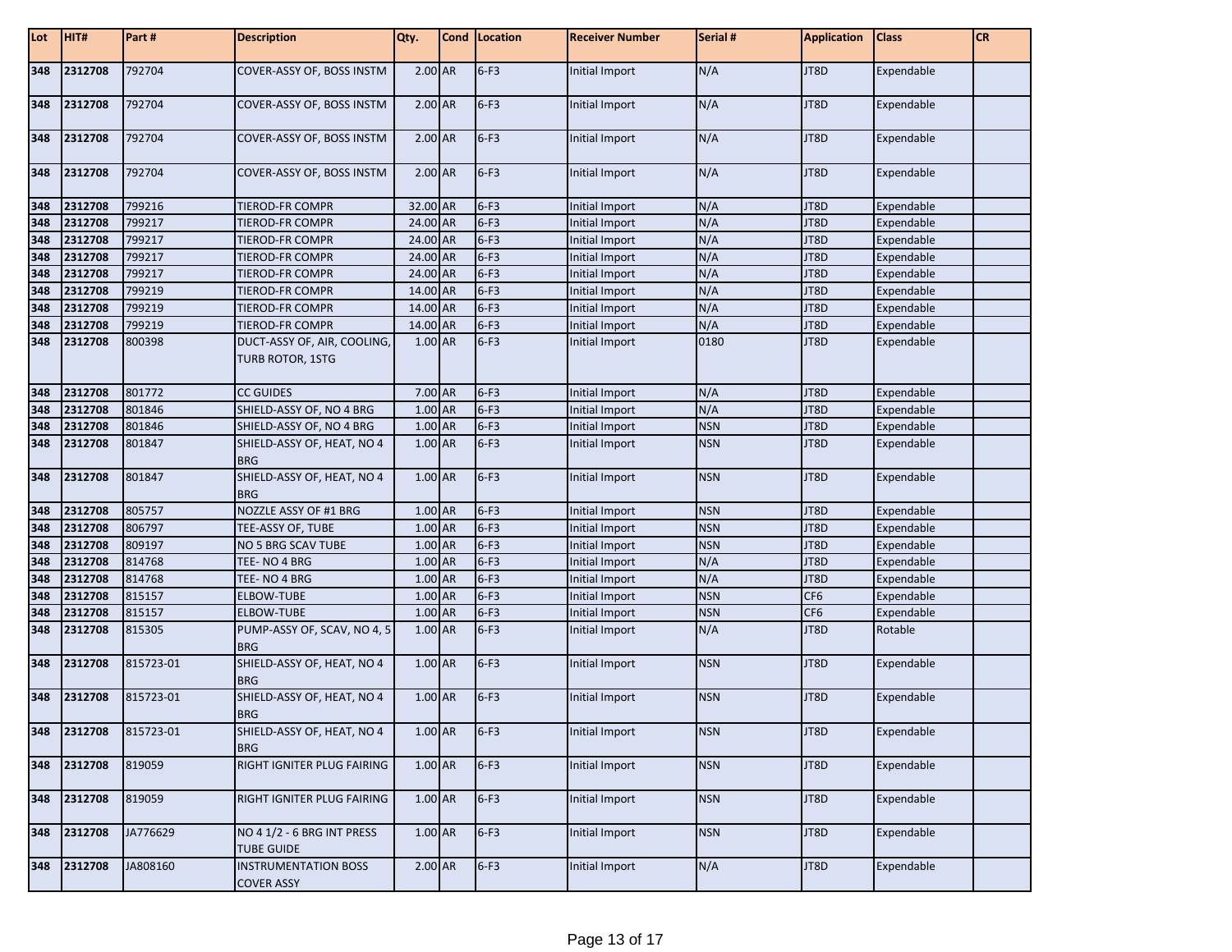| Lot | HIT# | Part # | Description | Qty. | Cond | Location | Receiver Number | Serial # | Application | Class | CR |
|---|---|---|---|---|---|---|---|---|---|---|---|
| 348 | 2312708 | 792704 | COVER-ASSY OF, BOSS INSTM | 2.00 | AR | 6-F3 | Initial Import | N/A | JT8D | Expendable | |
| 348 | 2312708 | 792704 | COVER-ASSY OF, BOSS INSTM | 2.00 | AR | 6-F3 | Initial Import | N/A | JT8D | Expendable | |
| 348 | 2312708 | 792704 | COVER-ASSY OF, BOSS INSTM | 2.00 | AR | 6-F3 | Initial Import | N/A | JT8D | Expendable | |
| 348 | 2312708 | 792704 | COVER-ASSY OF, BOSS INSTM | 2.00 | AR | 6-F3 | Initial Import | N/A | JT8D | Expendable | |
| 348 | 2312708 | 799216 | TIEROD-FR COMPR | 32.00 | AR | 6-F3 | Initial Import | N/A | JT8D | Expendable | |
| 348 | 2312708 | 799217 | TIEROD-FR COMPR | 24.00 | AR | 6-F3 | Initial Import | N/A | JT8D | Expendable | |
| 348 | 2312708 | 799217 | TIEROD-FR COMPR | 24.00 | AR | 6-F3 | Initial Import | N/A | JT8D | Expendable | |
| 348 | 2312708 | 799217 | TIEROD-FR COMPR | 24.00 | AR | 6-F3 | Initial Import | N/A | JT8D | Expendable | |
| 348 | 2312708 | 799217 | TIEROD-FR COMPR | 24.00 | AR | 6-F3 | Initial Import | N/A | JT8D | Expendable | |
| 348 | 2312708 | 799219 | TIEROD-FR COMPR | 14.00 | AR | 6-F3 | Initial Import | N/A | JT8D | Expendable | |
| 348 | 2312708 | 799219 | TIEROD-FR COMPR | 14.00 | AR | 6-F3 | Initial Import | N/A | JT8D | Expendable | |
| 348 | 2312708 | 799219 | TIEROD-FR COMPR | 14.00 | AR | 6-F3 | Initial Import | N/A | JT8D | Expendable | |
| 348 | 2312708 | 800398 | DUCT-ASSY OF, AIR, COOLING, TURB ROTOR, 1STG | 1.00 | AR | 6-F3 | Initial Import | 0180 | JT8D | Expendable | |
| 348 | 2312708 | 801772 | CC GUIDES | 7.00 | AR | 6-F3 | Initial Import | N/A | JT8D | Expendable | |
| 348 | 2312708 | 801846 | SHIELD-ASSY OF, NO 4 BRG | 1.00 | AR | 6-F3 | Initial Import | N/A | JT8D | Expendable | |
| 348 | 2312708 | 801846 | SHIELD-ASSY OF, NO 4 BRG | 1.00 | AR | 6-F3 | Initial Import | NSN | JT8D | Expendable | |
| 348 | 2312708 | 801847 | SHIELD-ASSY OF, HEAT, NO 4 BRG | 1.00 | AR | 6-F3 | Initial Import | NSN | JT8D | Expendable | |
| 348 | 2312708 | 801847 | SHIELD-ASSY OF, HEAT, NO 4 BRG | 1.00 | AR | 6-F3 | Initial Import | NSN | JT8D | Expendable | |
| 348 | 2312708 | 805757 | NOZZLE ASSY OF #1 BRG | 1.00 | AR | 6-F3 | Initial Import | NSN | JT8D | Expendable | |
| 348 | 2312708 | 806797 | TEE-ASSY OF, TUBE | 1.00 | AR | 6-F3 | Initial Import | NSN | JT8D | Expendable | |
| 348 | 2312708 | 809197 | NO 5 BRG SCAV TUBE | 1.00 | AR | 6-F3 | Initial Import | NSN | JT8D | Expendable | |
| 348 | 2312708 | 814768 | TEE- NO 4 BRG | 1.00 | AR | 6-F3 | Initial Import | N/A | JT8D | Expendable | |
| 348 | 2312708 | 814768 | TEE- NO 4 BRG | 1.00 | AR | 6-F3 | Initial Import | N/A | JT8D | Expendable | |
| 348 | 2312708 | 815157 | ELBOW-TUBE | 1.00 | AR | 6-F3 | Initial Import | NSN | CF6 | Expendable | |
| 348 | 2312708 | 815157 | ELBOW-TUBE | 1.00 | AR | 6-F3 | Initial Import | NSN | CF6 | Expendable | |
| 348 | 2312708 | 815305 | PUMP-ASSY OF, SCAV, NO 4, 5 BRG | 1.00 | AR | 6-F3 | Initial Import | N/A | JT8D | Rotable | |
| 348 | 2312708 | 815723-01 | SHIELD-ASSY OF, HEAT, NO 4 BRG | 1.00 | AR | 6-F3 | Initial Import | NSN | JT8D | Expendable | |
| 348 | 2312708 | 815723-01 | SHIELD-ASSY OF, HEAT, NO 4 BRG | 1.00 | AR | 6-F3 | Initial Import | NSN | JT8D | Expendable | |
| 348 | 2312708 | 815723-01 | SHIELD-ASSY OF, HEAT, NO 4 BRG | 1.00 | AR | 6-F3 | Initial Import | NSN | JT8D | Expendable | |
| 348 | 2312708 | 819059 | RIGHT IGNITER PLUG FAIRING | 1.00 | AR | 6-F3 | Initial Import | NSN | JT8D | Expendable | |
| 348 | 2312708 | 819059 | RIGHT IGNITER PLUG FAIRING | 1.00 | AR | 6-F3 | Initial Import | NSN | JT8D | Expendable | |
| 348 | 2312708 | JA776629 | NO 4 1/2 - 6 BRG INT PRESS TUBE GUIDE | 1.00 | AR | 6-F3 | Initial Import | NSN | JT8D | Expendable | |
| 348 | 2312708 | JA808160 | INSTRUMENTATION BOSS COVER ASSY | 2.00 | AR | 6-F3 | Initial Import | N/A | JT8D | Expendable | |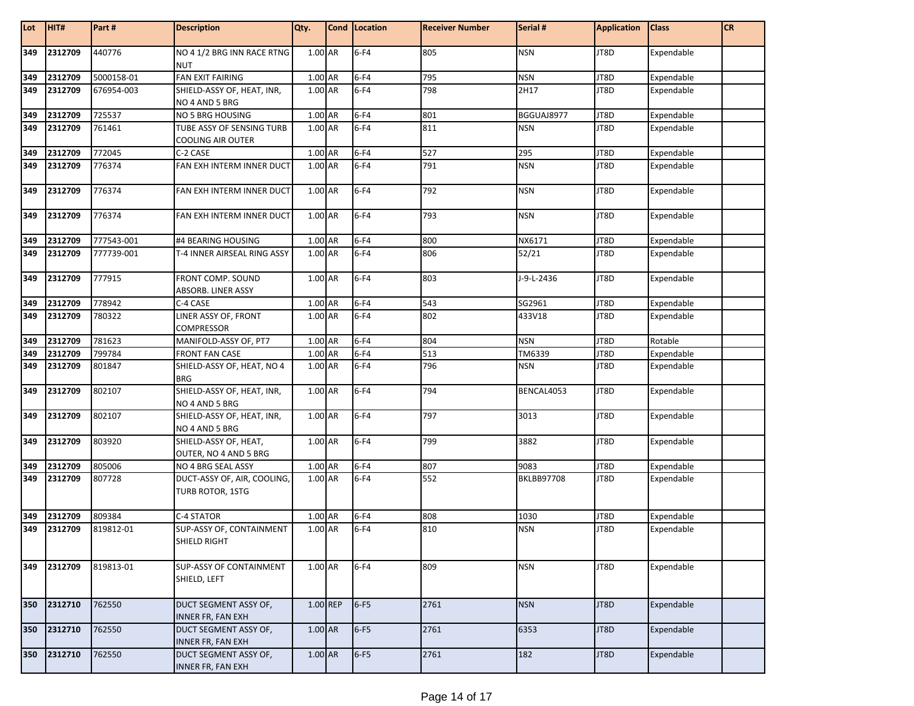| Lot | HIT# | Part # | Description | Qty. | Cond | Location | Receiver Number | Serial # | Application | Class | CR |
|---|---|---|---|---|---|---|---|---|---|---|---|
| 349 | 2312709 | 440776 | NO 4 1/2 BRG INN RACE RTNG NUT | 1.00 | AR | 6-F4 | 805 | NSN | JT8D | Expendable | |
| 349 | 2312709 | 5000158-01 | FAN EXIT FAIRING | 1.00 | AR | 6-F4 | 795 | NSN | JT8D | Expendable | |
| 349 | 2312709 | 676954-003 | SHIELD-ASSY OF, HEAT, INR, NO 4 AND 5 BRG | 1.00 | AR | 6-F4 | 798 | 2H17 | JT8D | Expendable | |
| 349 | 2312709 | 725537 | NO 5 BRG HOUSING | 1.00 | AR | 6-F4 | 801 | BGGUAJ8977 | JT8D | Expendable | |
| 349 | 2312709 | 761461 | TUBE ASSY OF SENSING TURB COOLING AIR OUTER | 1.00 | AR | 6-F4 | 811 | NSN | JT8D | Expendable | |
| 349 | 2312709 | 772045 | C-2 CASE | 1.00 | AR | 6-F4 | 527 | 295 | JT8D | Expendable | |
| 349 | 2312709 | 776374 | FAN EXH INTERM INNER DUCT | 1.00 | AR | 6-F4 | 791 | NSN | JT8D | Expendable | |
| 349 | 2312709 | 776374 | FAN EXH INTERM INNER DUCT | 1.00 | AR | 6-F4 | 792 | NSN | JT8D | Expendable | |
| 349 | 2312709 | 776374 | FAN EXH INTERM INNER DUCT | 1.00 | AR | 6-F4 | 793 | NSN | JT8D | Expendable | |
| 349 | 2312709 | 777543-001 | #4 BEARING HOUSING | 1.00 | AR | 6-F4 | 800 | NX6171 | JT8D | Expendable | |
| 349 | 2312709 | 777739-001 | T-4 INNER AIRSEAL RING ASSY | 1.00 | AR | 6-F4 | 806 | 52/21 | JT8D | Expendable | |
| 349 | 2312709 | 777915 | FRONT COMP. SOUND ABSORB. LINER ASSY | 1.00 | AR | 6-F4 | 803 | J-9-L-2436 | JT8D | Expendable | |
| 349 | 2312709 | 778942 | C-4 CASE | 1.00 | AR | 6-F4 | 543 | SG2961 | JT8D | Expendable | |
| 349 | 2312709 | 780322 | LINER ASSY OF, FRONT COMPRESSOR | 1.00 | AR | 6-F4 | 802 | 433V18 | JT8D | Expendable | |
| 349 | 2312709 | 781623 | MANIFOLD-ASSY OF, PT7 | 1.00 | AR | 6-F4 | 804 | NSN | JT8D | Rotable | |
| 349 | 2312709 | 799784 | FRONT FAN CASE | 1.00 | AR | 6-F4 | 513 | TM6339 | JT8D | Expendable | |
| 349 | 2312709 | 801847 | SHIELD-ASSY OF, HEAT, NO 4 BRG | 1.00 | AR | 6-F4 | 796 | NSN | JT8D | Expendable | |
| 349 | 2312709 | 802107 | SHIELD-ASSY OF, HEAT, INR, NO 4 AND 5 BRG | 1.00 | AR | 6-F4 | 794 | BENCAL4053 | JT8D | Expendable | |
| 349 | 2312709 | 802107 | SHIELD-ASSY OF, HEAT, INR, NO 4 AND 5 BRG | 1.00 | AR | 6-F4 | 797 | 3013 | JT8D | Expendable | |
| 349 | 2312709 | 803920 | SHIELD-ASSY OF, HEAT, OUTER, NO 4 AND 5 BRG | 1.00 | AR | 6-F4 | 799 | 3882 | JT8D | Expendable | |
| 349 | 2312709 | 805006 | NO 4 BRG SEAL ASSY | 1.00 | AR | 6-F4 | 807 | 9083 | JT8D | Expendable | |
| 349 | 2312709 | 807728 | DUCT-ASSY OF, AIR, COOLING, TURB ROTOR, 1STG | 1.00 | AR | 6-F4 | 552 | BKLBB97708 | JT8D | Expendable | |
| 349 | 2312709 | 809384 | C-4 STATOR | 1.00 | AR | 6-F4 | 808 | 1030 | JT8D | Expendable | |
| 349 | 2312709 | 819812-01 | SUP-ASSY OF, CONTAINMENT SHIELD RIGHT | 1.00 | AR | 6-F4 | 810 | NSN | JT8D | Expendable | |
| 349 | 2312709 | 819813-01 | SUP-ASSY OF CONTAINMENT SHIELD, LEFT | 1.00 | AR | 6-F4 | 809 | NSN | JT8D | Expendable | |
| 350 | 2312710 | 762550 | DUCT SEGMENT ASSY OF, INNER FR, FAN EXH | 1.00 | REP | 6-F5 | 2761 | NSN | JT8D | Expendable | |
| 350 | 2312710 | 762550 | DUCT SEGMENT ASSY OF, INNER FR, FAN EXH | 1.00 | AR | 6-F5 | 2761 | 6353 | JT8D | Expendable | |
| 350 | 2312710 | 762550 | DUCT SEGMENT ASSY OF, INNER FR, FAN EXH | 1.00 | AR | 6-F5 | 2761 | 182 | JT8D | Expendable | |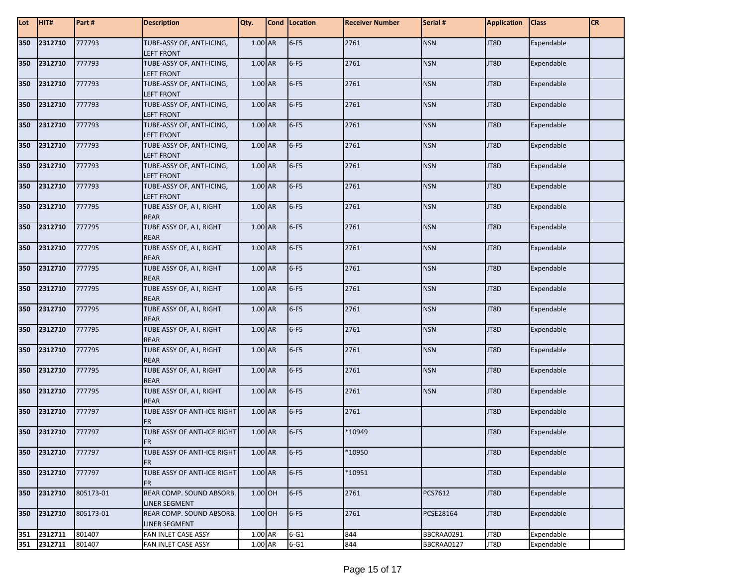| Lot | HIT# | Part # | Description | Qty. | Cond | Location | Receiver Number | Serial # | Application | Class | CR |
|---|---|---|---|---|---|---|---|---|---|---|---|
| 350 | 2312710 | 777793 | TUBE-ASSY OF, ANTI-ICING, LEFT FRONT | 1.00 | AR | 6-F5 | 2761 | NSN | JT8D | Expendable | |
| 350 | 2312710 | 777793 | TUBE-ASSY OF, ANTI-ICING, LEFT FRONT | 1.00 | AR | 6-F5 | 2761 | NSN | JT8D | Expendable | |
| 350 | 2312710 | 777793 | TUBE-ASSY OF, ANTI-ICING, LEFT FRONT | 1.00 | AR | 6-F5 | 2761 | NSN | JT8D | Expendable | |
| 350 | 2312710 | 777793 | TUBE-ASSY OF, ANTI-ICING, LEFT FRONT | 1.00 | AR | 6-F5 | 2761 | NSN | JT8D | Expendable | |
| 350 | 2312710 | 777793 | TUBE-ASSY OF, ANTI-ICING, LEFT FRONT | 1.00 | AR | 6-F5 | 2761 | NSN | JT8D | Expendable | |
| 350 | 2312710 | 777793 | TUBE-ASSY OF, ANTI-ICING, LEFT FRONT | 1.00 | AR | 6-F5 | 2761 | NSN | JT8D | Expendable | |
| 350 | 2312710 | 777793 | TUBE-ASSY OF, ANTI-ICING, LEFT FRONT | 1.00 | AR | 6-F5 | 2761 | NSN | JT8D | Expendable | |
| 350 | 2312710 | 777793 | TUBE-ASSY OF, ANTI-ICING, LEFT FRONT | 1.00 | AR | 6-F5 | 2761 | NSN | JT8D | Expendable | |
| 350 | 2312710 | 777795 | TUBE ASSY OF, A I, RIGHT REAR | 1.00 | AR | 6-F5 | 2761 | NSN | JT8D | Expendable | |
| 350 | 2312710 | 777795 | TUBE ASSY OF, A I, RIGHT REAR | 1.00 | AR | 6-F5 | 2761 | NSN | JT8D | Expendable | |
| 350 | 2312710 | 777795 | TUBE ASSY OF, A I, RIGHT REAR | 1.00 | AR | 6-F5 | 2761 | NSN | JT8D | Expendable | |
| 350 | 2312710 | 777795 | TUBE ASSY OF, A I, RIGHT REAR | 1.00 | AR | 6-F5 | 2761 | NSN | JT8D | Expendable | |
| 350 | 2312710 | 777795 | TUBE ASSY OF, A I, RIGHT REAR | 1.00 | AR | 6-F5 | 2761 | NSN | JT8D | Expendable | |
| 350 | 2312710 | 777795 | TUBE ASSY OF, A I, RIGHT REAR | 1.00 | AR | 6-F5 | 2761 | NSN | JT8D | Expendable | |
| 350 | 2312710 | 777795 | TUBE ASSY OF, A I, RIGHT REAR | 1.00 | AR | 6-F5 | 2761 | NSN | JT8D | Expendable | |
| 350 | 2312710 | 777795 | TUBE ASSY OF, A I, RIGHT REAR | 1.00 | AR | 6-F5 | 2761 | NSN | JT8D | Expendable | |
| 350 | 2312710 | 777795 | TUBE ASSY OF, A I, RIGHT REAR | 1.00 | AR | 6-F5 | 2761 | NSN | JT8D | Expendable | |
| 350 | 2312710 | 777795 | TUBE ASSY OF, A I, RIGHT REAR | 1.00 | AR | 6-F5 | 2761 | NSN | JT8D | Expendable | |
| 350 | 2312710 | 777797 | TUBE ASSY OF ANTI-ICE RIGHT FR | 1.00 | AR | 6-F5 | 2761 | | JT8D | Expendable | |
| 350 | 2312710 | 777797 | TUBE ASSY OF ANTI-ICE RIGHT FR | 1.00 | AR | 6-F5 | *10949 | | JT8D | Expendable | |
| 350 | 2312710 | 777797 | TUBE ASSY OF ANTI-ICE RIGHT FR | 1.00 | AR | 6-F5 | *10950 | | JT8D | Expendable | |
| 350 | 2312710 | 777797 | TUBE ASSY OF ANTI-ICE RIGHT FR | 1.00 | AR | 6-F5 | *10951 | | JT8D | Expendable | |
| 350 | 2312710 | 805173-01 | REAR COMP. SOUND ABSORB. LINER SEGMENT | 1.00 | OH | 6-F5 | 2761 | PCS7612 | JT8D | Expendable | |
| 350 | 2312710 | 805173-01 | REAR COMP. SOUND ABSORB. LINER SEGMENT | 1.00 | OH | 6-F5 | 2761 | PCSE28164 | JT8D | Expendable | |
| 351 | 2312711 | 801407 | FAN INLET CASE ASSY | 1.00 | AR | 6-G1 | 844 | BBCRAA0291 | JT8D | Expendable | |
| 351 | 2312711 | 801407 | FAN INLET CASE ASSY | 1.00 | AR | 6-G1 | 844 | BBCRAA0127 | JT8D | Expendable | |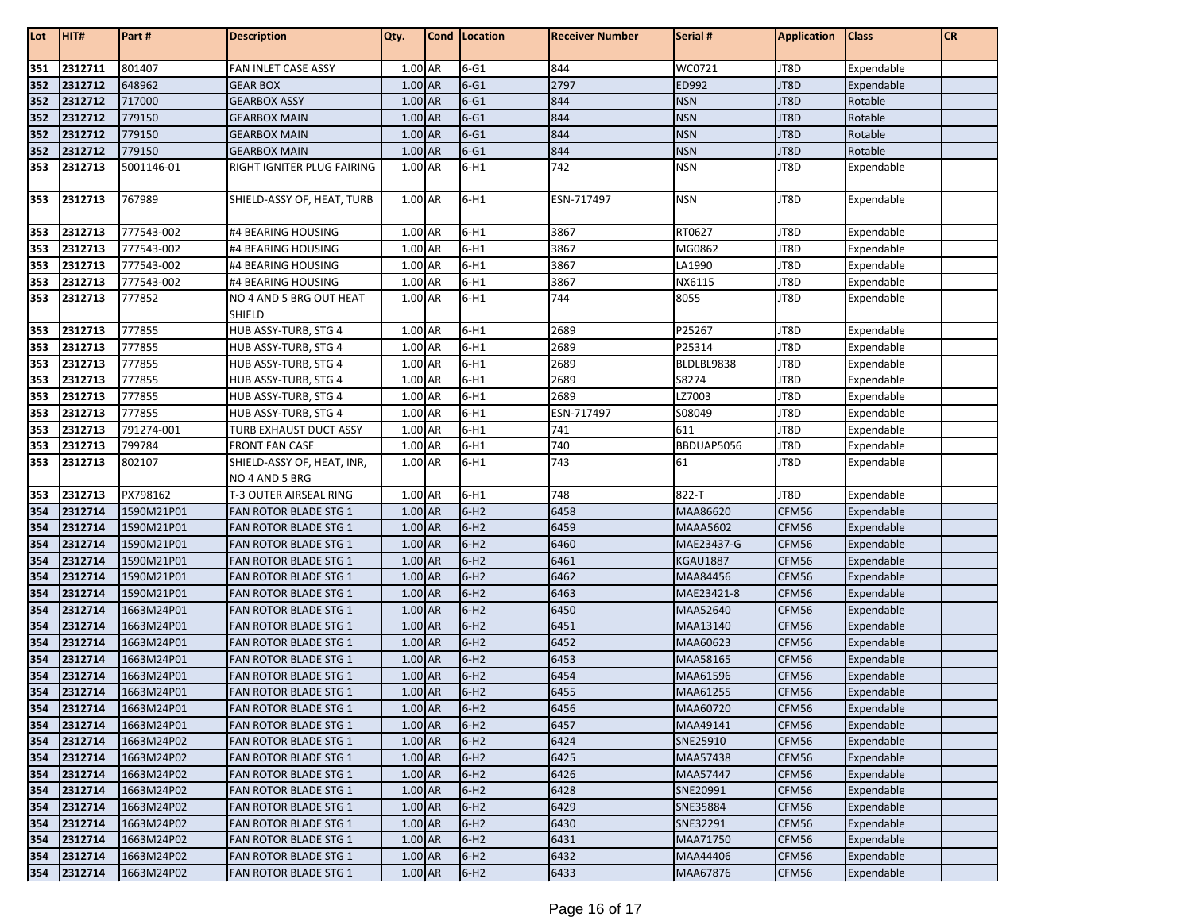| Lot | HIT# | Part # | Description | Qty. | Cond | Location | Receiver Number | Serial # | Application | Class | CR |
|---|---|---|---|---|---|---|---|---|---|---|---|
| 351 | 2312711 | 801407 | FAN INLET CASE ASSY | 1.00 | AR | 6-G1 | 844 | WC0721 | JT8D | Expendable | |
| 352 | 2312712 | 648962 | GEAR BOX | 1.00 | AR | 6-G1 | 2797 | ED992 | JT8D | Expendable | |
| 352 | 2312712 | 717000 | GEARBOX ASSY | 1.00 | AR | 6-G1 | 844 | NSN | JT8D | Rotable | |
| 352 | 2312712 | 779150 | GEARBOX MAIN | 1.00 | AR | 6-G1 | 844 | NSN | JT8D | Rotable | |
| 352 | 2312712 | 779150 | GEARBOX MAIN | 1.00 | AR | 6-G1 | 844 | NSN | JT8D | Rotable | |
| 352 | 2312712 | 779150 | GEARBOX MAIN | 1.00 | AR | 6-G1 | 844 | NSN | JT8D | Rotable | |
| 353 | 2312713 | 5001146-01 | RIGHT IGNITER PLUG FAIRING | 1.00 | AR | 6-H1 | 742 | NSN | JT8D | Expendable | |
| 353 | 2312713 | 767989 | SHIELD-ASSY OF, HEAT, TURB | 1.00 | AR | 6-H1 | ESN-717497 | NSN | JT8D | Expendable | |
| 353 | 2312713 | 777543-002 | #4 BEARING HOUSING | 1.00 | AR | 6-H1 | 3867 | RT0627 | JT8D | Expendable | |
| 353 | 2312713 | 777543-002 | #4 BEARING HOUSING | 1.00 | AR | 6-H1 | 3867 | MG0862 | JT8D | Expendable | |
| 353 | 2312713 | 777543-002 | #4 BEARING HOUSING | 1.00 | AR | 6-H1 | 3867 | LA1990 | JT8D | Expendable | |
| 353 | 2312713 | 777543-002 | #4 BEARING HOUSING | 1.00 | AR | 6-H1 | 3867 | NX6115 | JT8D | Expendable | |
| 353 | 2312713 | 777852 | NO 4 AND 5 BRG OUT HEAT SHIELD | 1.00 | AR | 6-H1 | 744 | 8055 | JT8D | Expendable | |
| 353 | 2312713 | 777855 | HUB ASSY-TURB, STG 4 | 1.00 | AR | 6-H1 | 2689 | P25267 | JT8D | Expendable | |
| 353 | 2312713 | 777855 | HUB ASSY-TURB, STG 4 | 1.00 | AR | 6-H1 | 2689 | P25314 | JT8D | Expendable | |
| 353 | 2312713 | 777855 | HUB ASSY-TURB, STG 4 | 1.00 | AR | 6-H1 | 2689 | BLDLBL9838 | JT8D | Expendable | |
| 353 | 2312713 | 777855 | HUB ASSY-TURB, STG 4 | 1.00 | AR | 6-H1 | 2689 | S8274 | JT8D | Expendable | |
| 353 | 2312713 | 777855 | HUB ASSY-TURB, STG 4 | 1.00 | AR | 6-H1 | 2689 | LZ7003 | JT8D | Expendable | |
| 353 | 2312713 | 777855 | HUB ASSY-TURB, STG 4 | 1.00 | AR | 6-H1 | ESN-717497 | S08049 | JT8D | Expendable | |
| 353 | 2312713 | 791274-001 | TURB EXHAUST DUCT ASSY | 1.00 | AR | 6-H1 | 741 | 611 | JT8D | Expendable | |
| 353 | 2312713 | 799784 | FRONT FAN CASE | 1.00 | AR | 6-H1 | 740 | BBDUAP5056 | JT8D | Expendable | |
| 353 | 2312713 | 802107 | SHIELD-ASSY OF, HEAT, INR, NO 4 AND 5 BRG | 1.00 | AR | 6-H1 | 743 | 61 | JT8D | Expendable | |
| 353 | 2312713 | PX798162 | T-3 OUTER AIRSEAL RING | 1.00 | AR | 6-H1 | 748 | 822-T | JT8D | Expendable | |
| 354 | 2312714 | 1590M21P01 | FAN ROTOR BLADE STG 1 | 1.00 | AR | 6-H2 | 6458 | MAA86620 | CFM56 | Expendable | |
| 354 | 2312714 | 1590M21P01 | FAN ROTOR BLADE STG 1 | 1.00 | AR | 6-H2 | 6459 | MAAA5602 | CFM56 | Expendable | |
| 354 | 2312714 | 1590M21P01 | FAN ROTOR BLADE STG 1 | 1.00 | AR | 6-H2 | 6460 | MAE23437-G | CFM56 | Expendable | |
| 354 | 2312714 | 1590M21P01 | FAN ROTOR BLADE STG 1 | 1.00 | AR | 6-H2 | 6461 | KGAU1887 | CFM56 | Expendable | |
| 354 | 2312714 | 1590M21P01 | FAN ROTOR BLADE STG 1 | 1.00 | AR | 6-H2 | 6462 | MAA84456 | CFM56 | Expendable | |
| 354 | 2312714 | 1590M21P01 | FAN ROTOR BLADE STG 1 | 1.00 | AR | 6-H2 | 6463 | MAE23421-8 | CFM56 | Expendable | |
| 354 | 2312714 | 1663M24P01 | FAN ROTOR BLADE STG 1 | 1.00 | AR | 6-H2 | 6450 | MAA52640 | CFM56 | Expendable | |
| 354 | 2312714 | 1663M24P01 | FAN ROTOR BLADE STG 1 | 1.00 | AR | 6-H2 | 6451 | MAA13140 | CFM56 | Expendable | |
| 354 | 2312714 | 1663M24P01 | FAN ROTOR BLADE STG 1 | 1.00 | AR | 6-H2 | 6452 | MAA60623 | CFM56 | Expendable | |
| 354 | 2312714 | 1663M24P01 | FAN ROTOR BLADE STG 1 | 1.00 | AR | 6-H2 | 6453 | MAA58165 | CFM56 | Expendable | |
| 354 | 2312714 | 1663M24P01 | FAN ROTOR BLADE STG 1 | 1.00 | AR | 6-H2 | 6454 | MAA61596 | CFM56 | Expendable | |
| 354 | 2312714 | 1663M24P01 | FAN ROTOR BLADE STG 1 | 1.00 | AR | 6-H2 | 6455 | MAA61255 | CFM56 | Expendable | |
| 354 | 2312714 | 1663M24P01 | FAN ROTOR BLADE STG 1 | 1.00 | AR | 6-H2 | 6456 | MAA60720 | CFM56 | Expendable | |
| 354 | 2312714 | 1663M24P01 | FAN ROTOR BLADE STG 1 | 1.00 | AR | 6-H2 | 6457 | MAA49141 | CFM56 | Expendable | |
| 354 | 2312714 | 1663M24P02 | FAN ROTOR BLADE STG 1 | 1.00 | AR | 6-H2 | 6424 | SNE25910 | CFM56 | Expendable | |
| 354 | 2312714 | 1663M24P02 | FAN ROTOR BLADE STG 1 | 1.00 | AR | 6-H2 | 6425 | MAA57438 | CFM56 | Expendable | |
| 354 | 2312714 | 1663M24P02 | FAN ROTOR BLADE STG 1 | 1.00 | AR | 6-H2 | 6426 | MAA57447 | CFM56 | Expendable | |
| 354 | 2312714 | 1663M24P02 | FAN ROTOR BLADE STG 1 | 1.00 | AR | 6-H2 | 6428 | SNE20991 | CFM56 | Expendable | |
| 354 | 2312714 | 1663M24P02 | FAN ROTOR BLADE STG 1 | 1.00 | AR | 6-H2 | 6429 | SNE35884 | CFM56 | Expendable | |
| 354 | 2312714 | 1663M24P02 | FAN ROTOR BLADE STG 1 | 1.00 | AR | 6-H2 | 6430 | SNE32291 | CFM56 | Expendable | |
| 354 | 2312714 | 1663M24P02 | FAN ROTOR BLADE STG 1 | 1.00 | AR | 6-H2 | 6431 | MAA71750 | CFM56 | Expendable | |
| 354 | 2312714 | 1663M24P02 | FAN ROTOR BLADE STG 1 | 1.00 | AR | 6-H2 | 6432 | MAA44406 | CFM56 | Expendable | |
| 354 | 2312714 | 1663M24P02 | FAN ROTOR BLADE STG 1 | 1.00 | AR | 6-H2 | 6433 | MAA67876 | CFM56 | Expendable | |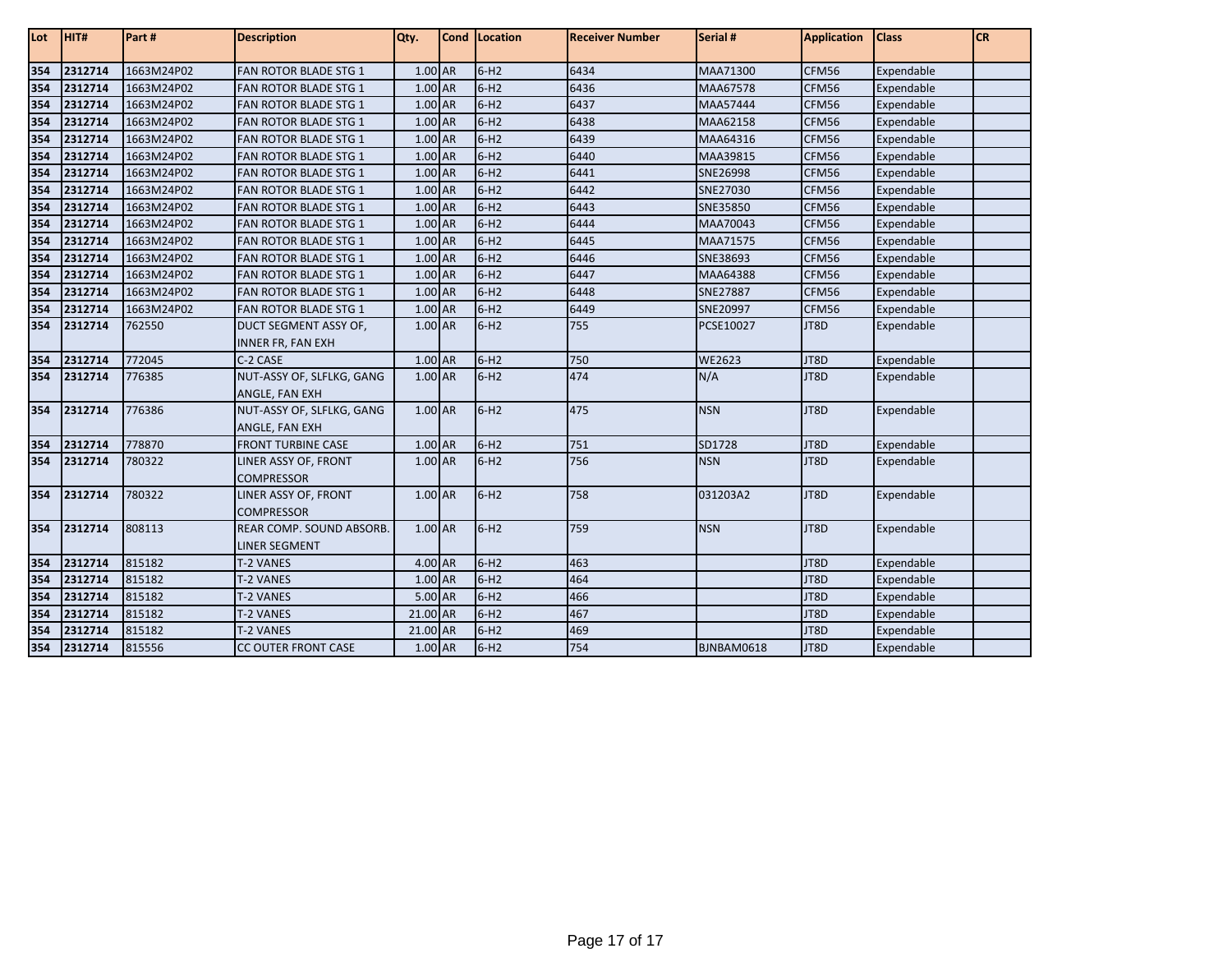| Lot | HIT# | Part # | Description | Qty. | Cond | Location | Receiver Number | Serial # | Application | Class | CR |
|---|---|---|---|---|---|---|---|---|---|---|---|
| 354 | 2312714 | 1663M24P02 | FAN ROTOR BLADE STG 1 | 1.00 | AR | 6-H2 | 6434 | MAA71300 | CFM56 | Expendable | |
| 354 | 2312714 | 1663M24P02 | FAN ROTOR BLADE STG 1 | 1.00 | AR | 6-H2 | 6436 | MAA67578 | CFM56 | Expendable | |
| 354 | 2312714 | 1663M24P02 | FAN ROTOR BLADE STG 1 | 1.00 | AR | 6-H2 | 6437 | MAA57444 | CFM56 | Expendable | |
| 354 | 2312714 | 1663M24P02 | FAN ROTOR BLADE STG 1 | 1.00 | AR | 6-H2 | 6438 | MAA62158 | CFM56 | Expendable | |
| 354 | 2312714 | 1663M24P02 | FAN ROTOR BLADE STG 1 | 1.00 | AR | 6-H2 | 6439 | MAA64316 | CFM56 | Expendable | |
| 354 | 2312714 | 1663M24P02 | FAN ROTOR BLADE STG 1 | 1.00 | AR | 6-H2 | 6440 | MAA39815 | CFM56 | Expendable | |
| 354 | 2312714 | 1663M24P02 | FAN ROTOR BLADE STG 1 | 1.00 | AR | 6-H2 | 6441 | SNE26998 | CFM56 | Expendable | |
| 354 | 2312714 | 1663M24P02 | FAN ROTOR BLADE STG 1 | 1.00 | AR | 6-H2 | 6442 | SNE27030 | CFM56 | Expendable | |
| 354 | 2312714 | 1663M24P02 | FAN ROTOR BLADE STG 1 | 1.00 | AR | 6-H2 | 6443 | SNE35850 | CFM56 | Expendable | |
| 354 | 2312714 | 1663M24P02 | FAN ROTOR BLADE STG 1 | 1.00 | AR | 6-H2 | 6444 | MAA70043 | CFM56 | Expendable | |
| 354 | 2312714 | 1663M24P02 | FAN ROTOR BLADE STG 1 | 1.00 | AR | 6-H2 | 6445 | MAA71575 | CFM56 | Expendable | |
| 354 | 2312714 | 1663M24P02 | FAN ROTOR BLADE STG 1 | 1.00 | AR | 6-H2 | 6446 | SNE38693 | CFM56 | Expendable | |
| 354 | 2312714 | 1663M24P02 | FAN ROTOR BLADE STG 1 | 1.00 | AR | 6-H2 | 6447 | MAA64388 | CFM56 | Expendable | |
| 354 | 2312714 | 1663M24P02 | FAN ROTOR BLADE STG 1 | 1.00 | AR | 6-H2 | 6448 | SNE27887 | CFM56 | Expendable | |
| 354 | 2312714 | 1663M24P02 | FAN ROTOR BLADE STG 1 | 1.00 | AR | 6-H2 | 6449 | SNE20997 | CFM56 | Expendable | |
| 354 | 2312714 | 762550 | DUCT SEGMENT ASSY OF, INNER FR, FAN EXH | 1.00 | AR | 6-H2 | 755 | PCSE10027 | JT8D | Expendable | |
| 354 | 2312714 | 772045 | C-2 CASE | 1.00 | AR | 6-H2 | 750 | WE2623 | JT8D | Expendable | |
| 354 | 2312714 | 776385 | NUT-ASSY OF, SLFLKG, GANG ANGLE, FAN EXH | 1.00 | AR | 6-H2 | 474 | N/A | JT8D | Expendable | |
| 354 | 2312714 | 776386 | NUT-ASSY OF, SLFLKG, GANG ANGLE, FAN EXH | 1.00 | AR | 6-H2 | 475 | NSN | JT8D | Expendable | |
| 354 | 2312714 | 778870 | FRONT TURBINE CASE | 1.00 | AR | 6-H2 | 751 | SD1728 | JT8D | Expendable | |
| 354 | 2312714 | 780322 | LINER ASSY OF, FRONT COMPRESSOR | 1.00 | AR | 6-H2 | 756 | NSN | JT8D | Expendable | |
| 354 | 2312714 | 780322 | LINER ASSY OF, FRONT COMPRESSOR | 1.00 | AR | 6-H2 | 758 | 031203A2 | JT8D | Expendable | |
| 354 | 2312714 | 808113 | REAR COMP. SOUND ABSORB. LINER SEGMENT | 1.00 | AR | 6-H2 | 759 | NSN | JT8D | Expendable | |
| 354 | 2312714 | 815182 | T-2 VANES | 4.00 | AR | 6-H2 | 463 | | JT8D | Expendable | |
| 354 | 2312714 | 815182 | T-2 VANES | 1.00 | AR | 6-H2 | 464 | | JT8D | Expendable | |
| 354 | 2312714 | 815182 | T-2 VANES | 5.00 | AR | 6-H2 | 466 | | JT8D | Expendable | |
| 354 | 2312714 | 815182 | T-2 VANES | 21.00 | AR | 6-H2 | 467 | | JT8D | Expendable | |
| 354 | 2312714 | 815182 | T-2 VANES | 21.00 | AR | 6-H2 | 469 | | JT8D | Expendable | |
| 354 | 2312714 | 815556 | CC OUTER FRONT CASE | 1.00 | AR | 6-H2 | 754 | BJNBAM0618 | JT8D | Expendable | |